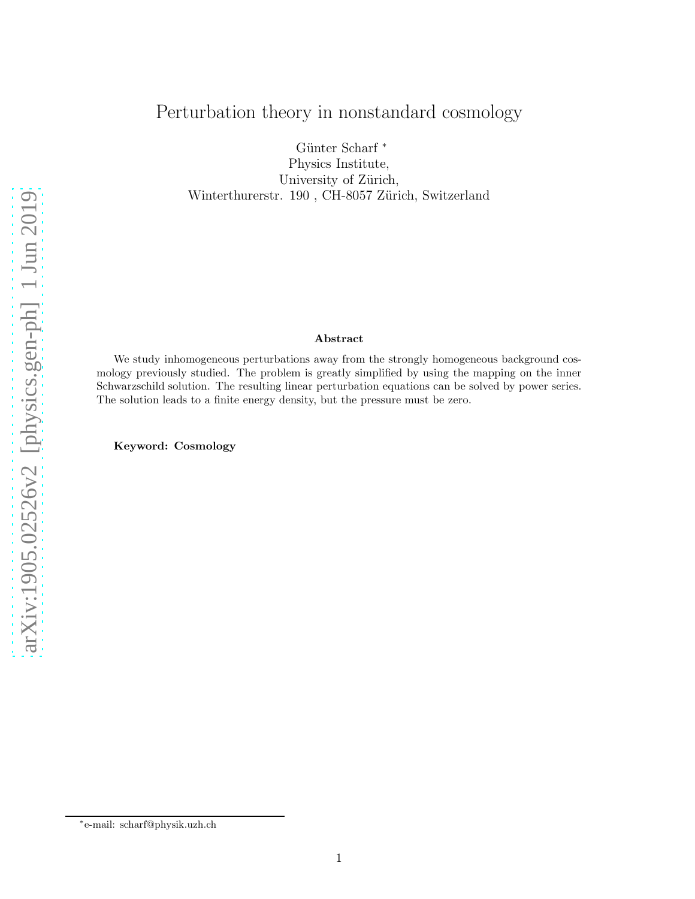# Perturbation theory in nonstandard cosmology

Günter Scharf [*]
Physics Institute,
University of Zürich,
Winterthurerstr. 190 , CH-8057 Zürich, Switzerland

### Abstract

We study inhomogeneous perturbations away from the strongly homogeneous background cosmology previously studied. The problem is greatly simplified by using the mapping on the inner Schwarzschild solution. The resulting linear perturbation equations can be solved by power series. The solution leads to a finite energy density, but the pressure must be zero.

**Keyword: Cosmology**

---

[*] e-mail: scharf@physik.uzh.ch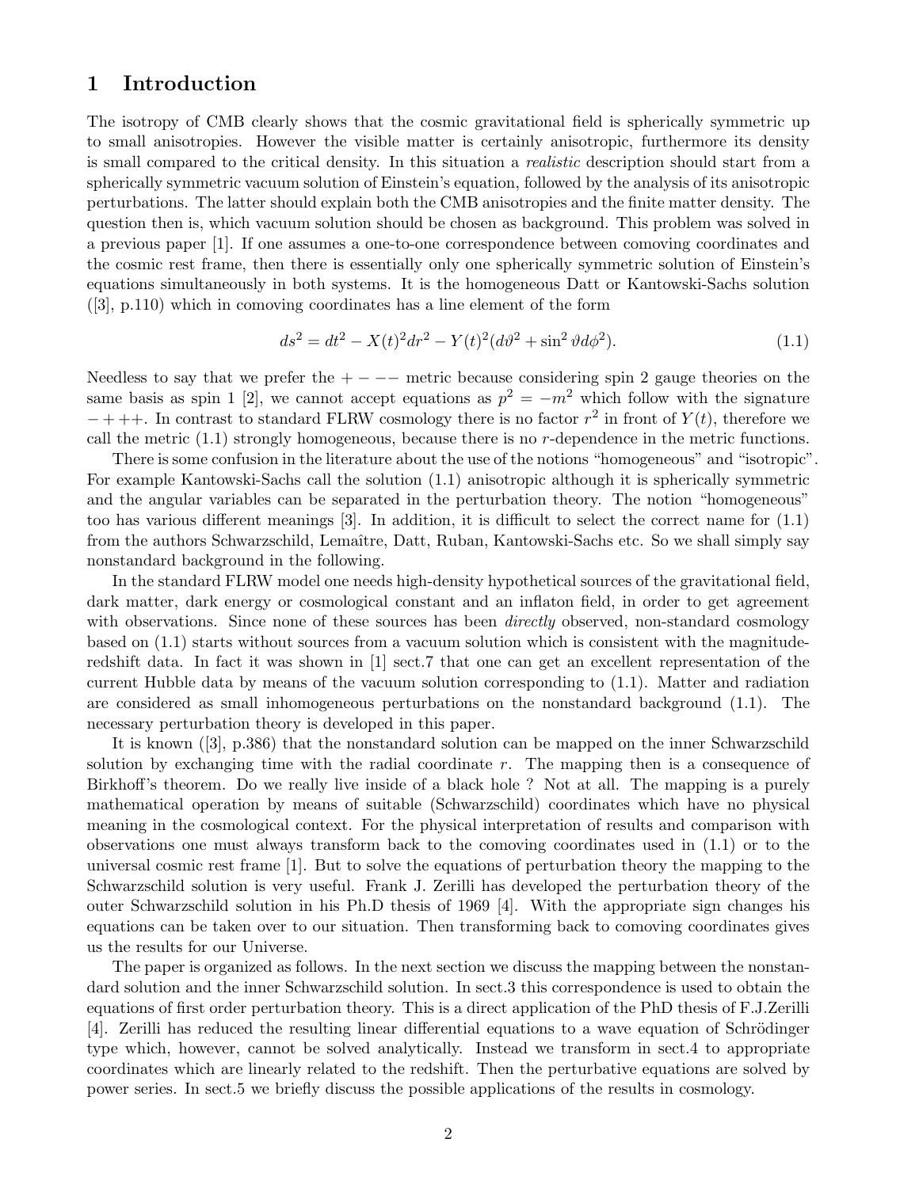# 1 Introduction

The isotropy of CMB clearly shows that the cosmic gravitational field is spherically symmetric up to small anisotropies. However the visible matter is certainly anisotropic, furthermore its density is small compared to the critical density. In this situation a *realistic* description should start from a spherically symmetric vacuum solution of Einstein's equation, followed by the analysis of its anisotropic perturbations. The latter should explain both the CMB anisotropies and the finite matter density. The question then is, which vacuum solution should be chosen as background. This problem was solved in a previous paper [1]. If one assumes a one-to-one correspondence between comoving coordinates and the cosmic rest frame, then there is essentially only one spherically symmetric solution of Einstein's equations simultaneously in both systems. It is the homogeneous Datt or Kantowski-Sachs solution ([3], p.110) which in comoving coordinates has a line element of the form

$$ds^2 = dt^2 - X(t)^2 dr^2 - Y(t)^2 (d\vartheta^2 + \sin^2\vartheta d\phi^2). \tag{1.1}$$

Needless to say that we prefer the $+---$ metric because considering spin 2 gauge theories on the same basis as spin 1 [2], we cannot accept equations as $p^2 = -m^2$ which follow with the signature $-+++$. In contrast to standard FLRW cosmology there is no factor $r^2$ in front of $Y(t)$, therefore we call the metric (1.1) strongly homogeneous, because there is no $r$-dependence in the metric functions.

There is some confusion in the literature about the use of the notions "homogeneous" and "isotropic". For example Kantowski-Sachs call the solution (1.1) anisotropic although it is spherically symmetric and the angular variables can be separated in the perturbation theory. The notion "homogeneous" too has various different meanings [3]. In addition, it is difficult to select the correct name for (1.1) from the authors Schwarzschild, Lemaître, Datt, Ruban, Kantowski-Sachs etc. So we shall simply say nonstandard background in the following.

In the standard FLRW model one needs high-density hypothetical sources of the gravitational field, dark matter, dark energy or cosmological constant and an inflaton field, in order to get agreement with observations. Since none of these sources has been *directly* observed, non-standard cosmology based on (1.1) starts without sources from a vacuum solution which is consistent with the magnitude-redshift data. In fact it was shown in [1] sect.7 that one can get an excellent representation of the current Hubble data by means of the vacuum solution corresponding to (1.1). Matter and radiation are considered as small inhomogeneous perturbations on the nonstandard background (1.1). The necessary perturbation theory is developed in this paper.

It is known ([3], p.386) that the nonstandard solution can be mapped on the inner Schwarzschild solution by exchanging time with the radial coordinate $r$. The mapping then is a consequence of Birkhoff's theorem. Do we really live inside of a black hole ? Not at all. The mapping is a purely mathematical operation by means of suitable (Schwarzschild) coordinates which have no physical meaning in the cosmological context. For the physical interpretation of results and comparison with observations one must always transform back to the comoving coordinates used in (1.1) or to the universal cosmic rest frame [1]. But to solve the equations of perturbation theory the mapping to the Schwarzschild solution is very useful. Frank J. Zerilli has developed the perturbation theory of the outer Schwarzschild solution in his Ph.D thesis of 1969 [4]. With the appropriate sign changes his equations can be taken over to our situation. Then transforming back to comoving coordinates gives us the results for our Universe.

The paper is organized as follows. In the next section we discuss the mapping between the nonstandard solution and the inner Schwarzschild solution. In sect.3 this correspondence is used to obtain the equations of first order perturbation theory. This is a direct application of the PhD thesis of F.J.Zerilli [4]. Zerilli has reduced the resulting linear differential equations to a wave equation of Schrödinger type which, however, cannot be solved analytically. Instead we transform in sect.4 to appropriate coordinates which are linearly related to the redshift. Then the perturbative equations are solved by power series. In sect.5 we briefly discuss the possible applications of the results in cosmology.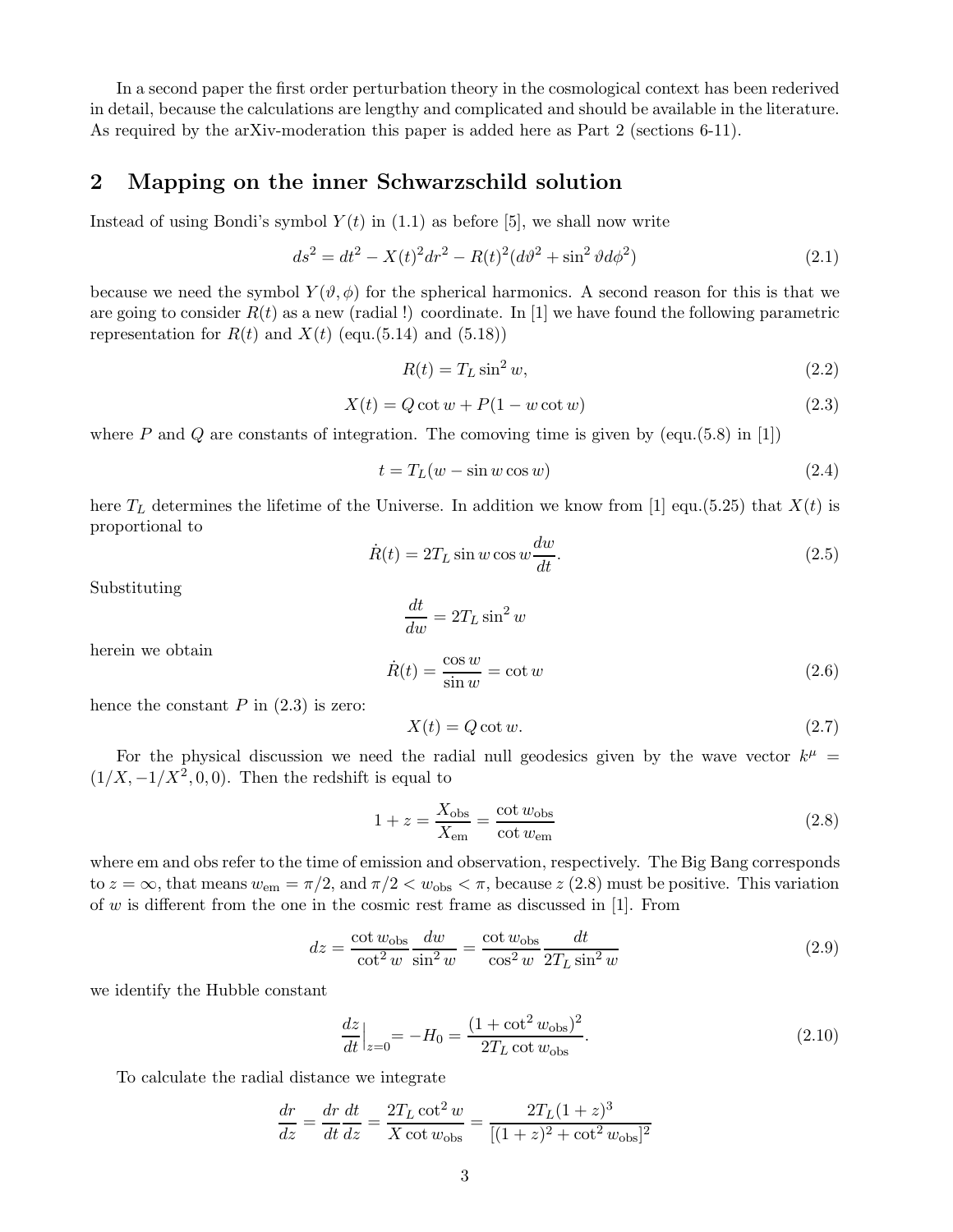In a second paper the first order perturbation theory in the cosmological context has been rederived in detail, because the calculations are lengthy and complicated and should be available in the literature. As required by the arXiv-moderation this paper is added here as Part 2 (sections 6-11).

## 2 Mapping on the inner Schwarzschild solution

Instead of using Bondi's symbol $Y(t)$ in (1.1) as before [5], we shall now write

$$ds^2 = dt^2 - X(t)^2 dr^2 - R(t)^2(d\vartheta^2 + \sin^2\vartheta d\phi^2) \tag{2.1}$$

because we need the symbol $Y(\vartheta, \phi)$ for the spherical harmonics. A second reason for this is that we are going to consider $R(t)$ as a new (radial !) coordinate. In [1] we have found the following parametric representation for $R(t)$ and $X(t)$ (equ.(5.14) and (5.18))

$$R(t) = T_L \sin^2 w, \tag{2.2}$$

$$X(t) = Q \cot w + P(1 - w \cot w) \tag{2.3}$$

where $P$ and $Q$ are constants of integration. The comoving time is given by (equ.(5.8) in [1])

$$t = T_L(w - \sin w \cos w) \tag{2.4}$$

here $T_L$ determines the lifetime of the Universe. In addition we know from [1] equ.(5.25) that $X(t)$ is proportional to

$$\dot{R}(t) = 2T_L \sin w \cos w \frac{dw}{dt}. \tag{2.5}$$

Substituting

$$\frac{dt}{dw} = 2T_L \sin^2 w$$

herein we obtain

$$\dot{R}(t) = \frac{\cos w}{\sin w} = \cot w \tag{2.6}$$

hence the constant $P$ in (2.3) is zero:

$$X(t) = Q \cot w. \tag{2.7}$$

For the physical discussion we need the radial null geodesics given by the wave vector $k^\mu = (1/X, -1/X^2, 0, 0)$. Then the redshift is equal to

$$1 + z = \frac{X_{\rm obs}}{X_{\rm em}} = \frac{\cot w_{\rm obs}}{\cot w_{\rm em}} \tag{2.8}$$

where em and obs refer to the time of emission and observation, respectively. The Big Bang corresponds to $z = \infty$, that means $w_{\rm em} = \pi/2$, and $\pi/2 < w_{\rm obs} < \pi$, because $z$ (2.8) must be positive. This variation of $w$ is different from the one in the cosmic rest frame as discussed in [1]. From

$$dz = \frac{\cot w_{\rm obs}}{\cot^2 w} \frac{dw}{\sin^2 w} = \frac{\cot w_{\rm obs}}{\cos^2 w} \frac{dt}{2T_L \sin^2 w} \tag{2.9}$$

we identify the Hubble constant

$$\frac{dz}{dt}\Big|_{z=0} = -H_0 = \frac{(1 + \cot^2 w_{\rm obs})^2}{2T_L \cot w_{\rm obs}}. \tag{2.10}$$

To calculate the radial distance we integrate

$$\frac{dr}{dz} = \frac{dr}{dt}\frac{dt}{dz} = \frac{2T_L \cot^2 w}{X \cot w_{\rm obs}} = \frac{2T_L(1+z)^3}{[(1+z)^2 + \cot^2 w_{\rm obs}]^2}$$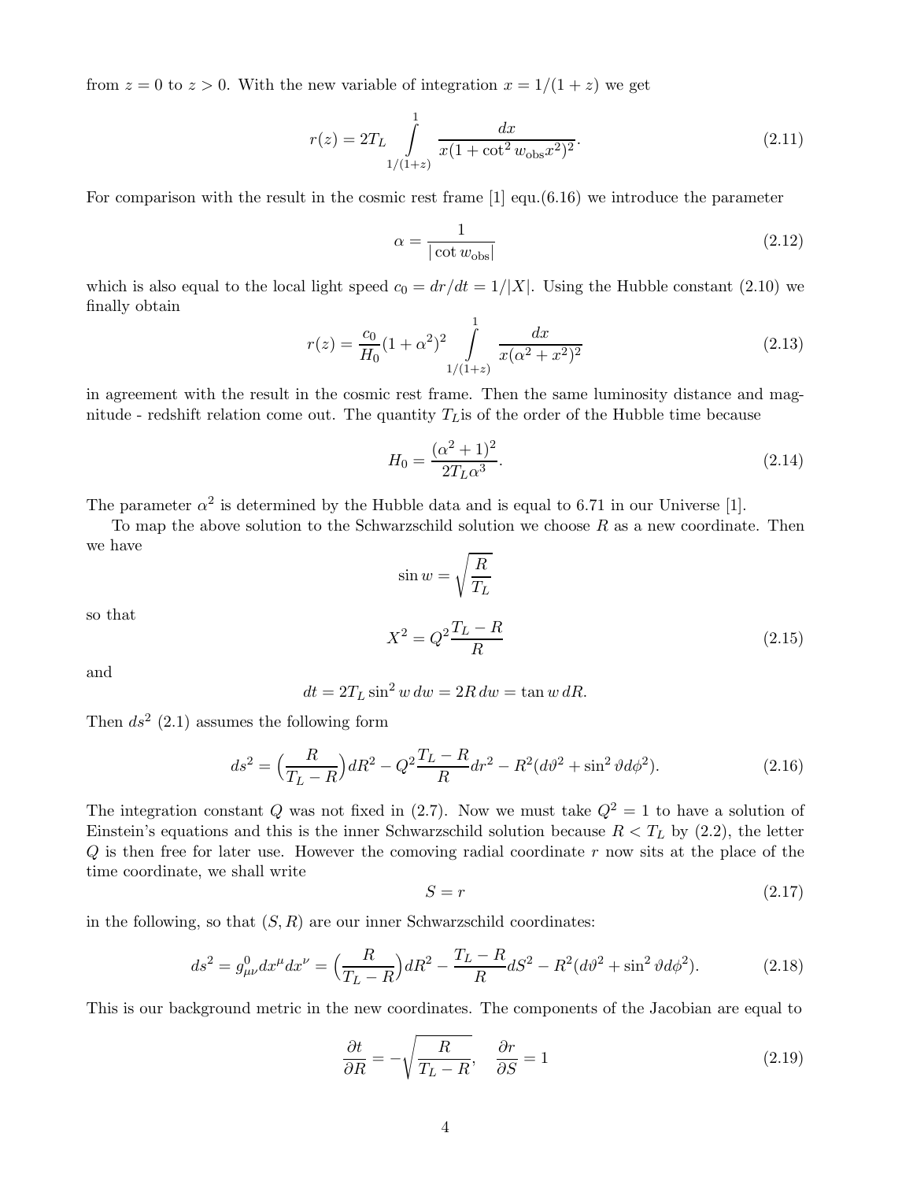from $z = 0$ to $z > 0$. With the new variable of integration $x = 1/(1+z)$ we get

$$r(z) = 2T_L \int\limits_{1/(1+z)}^{1} \frac{dx}{x(1 + \cot^2 w_{\rm obs} x^2)^2}. \tag{2.11}$$

For comparison with the result in the cosmic rest frame [1] equ.(6.16) we introduce the parameter

$$\alpha = \frac{1}{|\cot w_{\rm obs}|} \tag{2.12}$$

which is also equal to the local light speed $c_0 = dr/dt = 1/|X|$. Using the Hubble constant (2.10) we finally obtain

$$r(z) = \frac{c_0}{H_0}(1+\alpha^2)^2 \int\limits_{1/(1+z)}^{1} \frac{dx}{x(\alpha^2 + x^2)^2} \tag{2.13}$$

in agreement with the result in the cosmic rest frame. Then the same luminosity distance and magnitude - redshift relation come out. The quantity $T_L$ is of the order of the Hubble time because

$$H_0 = \frac{(\alpha^2+1)^2}{2T_L\alpha^3}. \tag{2.14}$$

The parameter $\alpha^2$ is determined by the Hubble data and is equal to 6.71 in our Universe [1].

To map the above solution to the Schwarzschild solution we choose $R$ as a new coordinate. Then we have

$$\sin w = \sqrt{\frac{R}{T_L}}$$

so that

$$X^2 = Q^2 \frac{T_L - R}{R} \tag{2.15}$$

and

$$dt = 2T_L \sin^2 w \, dw = 2R \, dw = \tan w \, dR.$$

Then $ds^2$ (2.1) assumes the following form

$$ds^2 = \Bigl(\frac{R}{T_L - R}\Bigr) dR^2 - Q^2 \frac{T_L - R}{R} dr^2 - R^2(d\vartheta^2 + \sin^2\vartheta d\phi^2). \tag{2.16}$$

The integration constant $Q$ was not fixed in (2.7). Now we must take $Q^2 = 1$ to have a solution of Einstein's equations and this is the inner Schwarzschild solution because $R < T_L$ by (2.2), the letter $Q$ is then free for later use. However the comoving radial coordinate $r$ now sits at the place of the time coordinate, we shall write

$$S = r \tag{2.17}$$

in the following, so that $(S, R)$ are our inner Schwarzschild coordinates:

$$ds^2 = g^0_{\mu\nu} dx^\mu dx^\nu = \Bigl(\frac{R}{T_L - R}\Bigr) dR^2 - \frac{T_L - R}{R} dS^2 - R^2(d\vartheta^2 + \sin^2\vartheta d\phi^2). \tag{2.18}$$

This is our background metric in the new coordinates. The components of the Jacobian are equal to

$$\frac{\partial t}{\partial R} = -\sqrt{\frac{R}{T_L - R}}, \quad \frac{\partial r}{\partial S} = 1 \tag{2.19}$$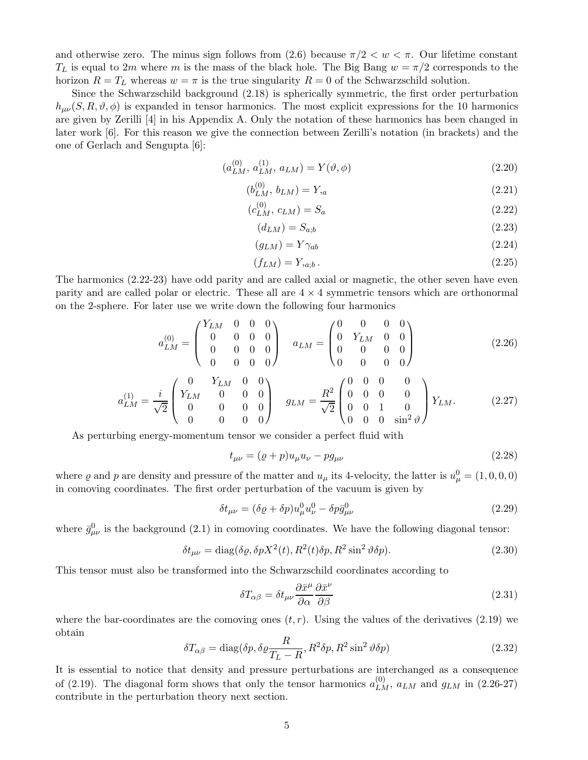and otherwise zero. The minus sign follows from (2.6) because $\pi/2 < w < \pi$. Our lifetime constant $T_L$ is equal to $2m$ where $m$ is the mass of the black hole. The Big Bang $w = \pi/2$ corresponds to the horizon $R = T_L$ whereas $w = \pi$ is the true singularity $R = 0$ of the Schwarzschild solution.

Since the Schwarzschild background (2.18) is spherically symmetric, the first order perturbation $h_{\mu\nu}(S, R, \vartheta, \phi)$ is expanded in tensor harmonics. The most explicit expressions for the 10 harmonics are given by Zerilli [4] in his Appendix A. Only the notation of these harmonics has been changed in later work [6]. For this reason we give the connection between Zerilli's notation (in brackets) and the one of Gerlach and Sengupta [6]:

$$(a^{(0)}_{LM},\, a^{(1)}_{LM},\, a_{LM}) = Y(\vartheta, \phi) \tag{2.20}$$

$$(b^{(0)}_{LM},\, b_{LM}) = Y_{,a} \tag{2.21}$$

$$(c^{(0)}_{LM},\, c_{LM}) = S_a \tag{2.22}$$

$$(d_{LM}) = S_{a;b} \tag{2.23}$$

$$(g_{LM}) = Y\gamma_{ab} \tag{2.24}$$

$$(f_{LM}) = Y_{,a;b}\,. \tag{2.25}$$

The harmonics (2.22-23) have odd parity and are called axial or magnetic, the other seven have even parity and are called polar or electric. These all are $4 \times 4$ symmetric tensors which are orthonormal on the 2-sphere. For later use we write down the following four harmonics

$$a^{(0)}_{LM} = \begin{pmatrix} Y_{LM} & 0 & 0 & 0 \\ 0 & 0 & 0 & 0 \\ 0 & 0 & 0 & 0 \\ 0 & 0 & 0 & 0 \end{pmatrix} \quad a_{LM} = \begin{pmatrix} 0 & 0 & 0 & 0 \\ 0 & Y_{LM} & 0 & 0 \\ 0 & 0 & 0 & 0 \\ 0 & 0 & 0 & 0 \end{pmatrix} \tag{2.26}$$

$$a^{(1)}_{LM} = \frac{i}{\sqrt{2}} \begin{pmatrix} 0 & Y_{LM} & 0 & 0 \\ Y_{LM} & 0 & 0 & 0 \\ 0 & 0 & 0 & 0 \\ 0 & 0 & 0 & 0 \end{pmatrix} \quad g_{LM} = \frac{R^2}{\sqrt{2}} \begin{pmatrix} 0 & 0 & 0 & 0 \\ 0 & 0 & 0 & 0 \\ 0 & 0 & 1 & 0 \\ 0 & 0 & 0 & \sin^2\vartheta \end{pmatrix} Y_{LM}. \tag{2.27}$$

As perturbing energy-momentum tensor we consider a perfect fluid with

$$t_{\mu\nu} = (\varrho + p)u_\mu u_\nu - p g_{\mu\nu} \tag{2.28}$$

where $\varrho$ and $p$ are density and pressure of the matter and $u_\mu$ its 4-velocity, the latter is $u^0_\mu = (1, 0, 0, 0)$ in comoving coordinates. The first order perturbation of the vacuum is given by

$$\delta t_{\mu\nu} = (\delta\varrho + \delta p)u^0_\mu u^0_\nu - \delta p \bar{g}^0_{\mu\nu} \tag{2.29}$$

where $\bar{g}^0_{\mu\nu}$ is the background (2.1) in comoving coordinates. We have the following diagonal tensor:

$$\delta t_{\mu\nu} = \mathrm{diag}(\delta\varrho, \delta p X^2(t), R^2(t)\delta p, R^2 \sin^2\vartheta\, \delta p). \tag{2.30}$$

This tensor must also be transformed into the Schwarzschild coordinates according to

$$\delta T_{\alpha\beta} = \delta t_{\mu\nu} \frac{\partial \bar{x}^\mu}{\partial \alpha} \frac{\partial \bar{x}^\nu}{\partial \beta} \tag{2.31}$$

where the bar-coordinates are the comoving ones $(t, r)$. Using the values of the derivatives (2.19) we obtain

$$\delta T_{\alpha\beta} = \mathrm{diag}(\delta p, \delta\varrho \frac{R}{T_L - R}, R^2 \delta p, R^2 \sin^2\vartheta\, \delta p) \tag{2.32}$$

It is essential to notice that density and pressure perturbations are interchanged as a consequence of (2.19). The diagonal form shows that only the tensor harmonics $a^{(0)}_{LM}$, $a_{LM}$ and $g_{LM}$ in (2.26-27) contribute in the perturbation theory next section.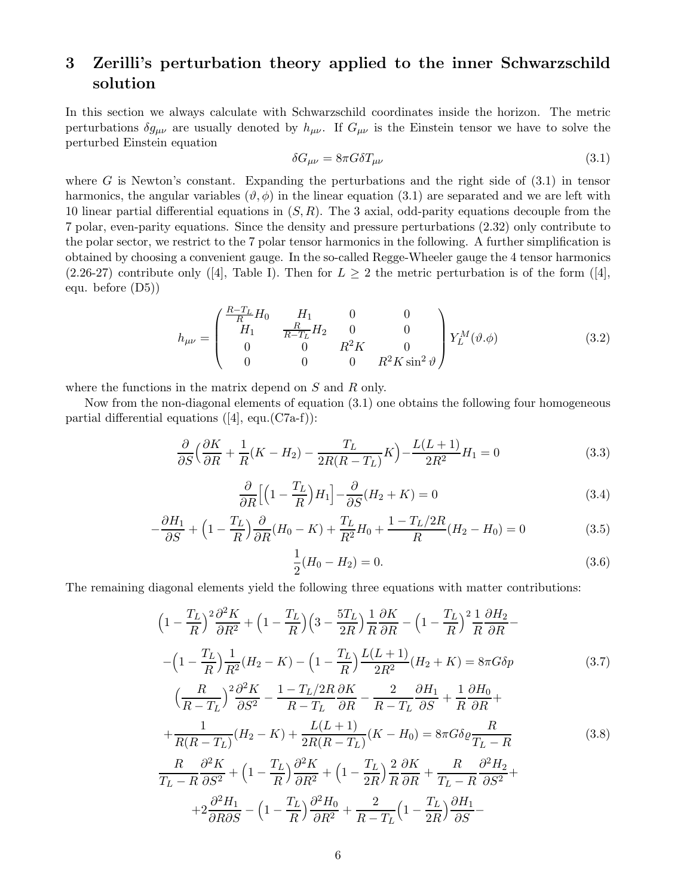## 3 Zerilli's perturbation theory applied to the inner Schwarzschild solution

In this section we always calculate with Schwarzschild coordinates inside the horizon. The metric perturbations $\delta g_{\mu\nu}$ are usually denoted by $h_{\mu\nu}$. If $G_{\mu\nu}$ is the Einstein tensor we have to solve the perturbed Einstein equation

$$\delta G_{\mu\nu} = 8\pi G \delta T_{\mu\nu} \tag{3.1}$$

where $G$ is Newton's constant. Expanding the perturbations and the right side of (3.1) in tensor harmonics, the angular variables $(\vartheta, \phi)$ in the linear equation (3.1) are separated and we are left with 10 linear partial differential equations in $(S, R)$. The 3 axial, odd-parity equations decouple from the 7 polar, even-parity equations. Since the density and pressure perturbations (2.32) only contribute to the polar sector, we restrict to the 7 polar tensor harmonics in the following. A further simplification is obtained by choosing a convenient gauge. In the so-called Regge-Wheeler gauge the 4 tensor harmonics (2.26-27) contribute only ([4], Table I). Then for $L \geq 2$ the metric perturbation is of the form ([4], equ. before (D5))

$$h_{\mu\nu} = \begin{pmatrix} \frac{R-T_L}{R} H_0 & H_1 & 0 & 0 \\ H_1 & \frac{R}{R-T_L} H_2 & 0 & 0 \\ 0 & 0 & R^2 K & 0 \\ 0 & 0 & 0 & R^2 K \sin^2 \vartheta \end{pmatrix} Y_L^M(\vartheta . \phi) \tag{3.2}$$

where the functions in the matrix depend on $S$ and $R$ only.

Now from the non-diagonal elements of equation (3.1) one obtains the following four homogeneous partial differential equations ([4], equ.(C7a-f)):

$$\frac{\partial}{\partial S}\Big(\frac{\partial K}{\partial R} + \frac{1}{R}(K - H_2) - \frac{T_L}{2R(R-T_L)} K\Big) - \frac{L(L+1)}{2R^2} H_1 = 0 \tag{3.3}$$

$$\frac{\partial}{\partial R}\Big[\Big(1 - \frac{T_L}{R}\Big) H_1\Big] - \frac{\partial}{\partial S}(H_2 + K) = 0 \tag{3.4}$$

$$-\frac{\partial H_1}{\partial S} + \Big(1 - \frac{T_L}{R}\Big)\frac{\partial}{\partial R}(H_0 - K) + \frac{T_L}{R^2} H_0 + \frac{1 - T_L/2R}{R}(H_2 - H_0) = 0 \tag{3.5}$$

$$\frac{1}{2}(H_0 - H_2) = 0. \tag{3.6}$$

The remaining diagonal elements yield the following three equations with matter contributions:

$$\Big(1 - \frac{T_L}{R}\Big)^2 \frac{\partial^2 K}{\partial R^2} + \Big(1 - \frac{T_L}{R}\Big)\Big(3 - \frac{5T_L}{2R}\Big)\frac{1}{R}\frac{\partial K}{\partial R} - \Big(1 - \frac{T_L}{R}\Big)^2 \frac{1}{R}\frac{\partial H_2}{\partial R} -$$
$$-\Big(1 - \frac{T_L}{R}\Big)\frac{1}{R^2}(H_2 - K) - \Big(1 - \frac{T_L}{R}\Big)\frac{L(L+1)}{2R^2}(H_2 + K) = 8\pi G \delta p \tag{3.7}$$

$$\Big(\frac{R}{R - T_L}\Big)^2 \frac{\partial^2 K}{\partial S^2} - \frac{1 - T_L/2R}{R - T_L}\frac{\partial K}{\partial R} - \frac{2}{R - T_L}\frac{\partial H_1}{\partial S} + \frac{1}{R}\frac{\partial H_0}{\partial R} +$$
$$+\frac{1}{R(R - T_L)}(H_2 - K) + \frac{L(L+1)}{2R(R - T_L)}(K - H_0) = 8\pi G \delta\varrho \frac{R}{T_L - R} \tag{3.8}$$

$$\frac{R}{T_L - R}\frac{\partial^2 K}{\partial S^2} + \Big(1 - \frac{T_L}{R}\Big)\frac{\partial^2 K}{\partial R^2} + \Big(1 - \frac{T_L}{2R}\Big)\frac{2}{R}\frac{\partial K}{\partial R} + \frac{R}{T_L - R}\frac{\partial^2 H_2}{\partial S^2} +$$
$$+2\frac{\partial^2 H_1}{\partial R \partial S} - \Big(1 - \frac{T_L}{R}\Big)\frac{\partial^2 H_0}{\partial R^2} + \frac{2}{R - T_L}\Big(1 - \frac{T_L}{2R}\Big)\frac{\partial H_1}{\partial S} -$$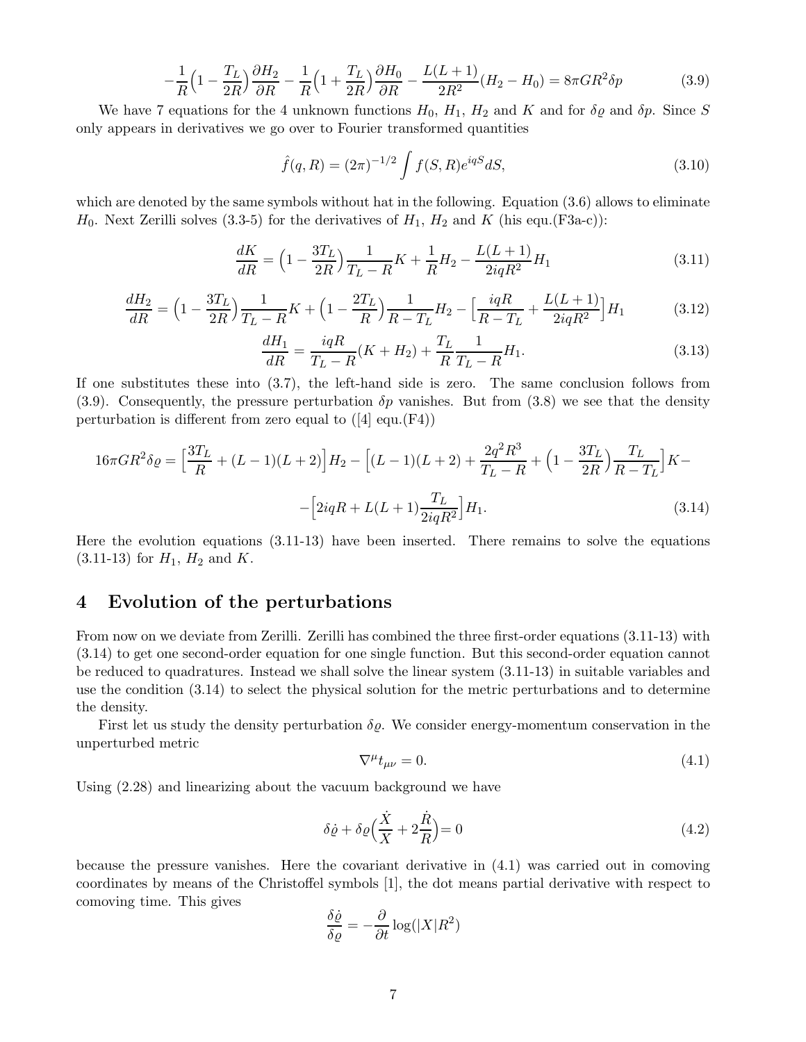$$-\frac{1}{R}\Big(1-\frac{T_L}{2R}\Big)\frac{\partial H_2}{\partial R}-\frac{1}{R}\Big(1+\frac{T_L}{2R}\Big)\frac{\partial H_0}{\partial R}-\frac{L(L+1)}{2R^2}(H_2-H_0)=8\pi GR^2\delta p \tag{3.9}$$

We have 7 equations for the 4 unknown functions $H_0$, $H_1$, $H_2$ and $K$ and for $\delta\varrho$ and $\delta p$. Since $S$ only appears in derivatives we go over to Fourier transformed quantities

$$\hat{f}(q,R)=(2\pi)^{-1/2}\int f(S,R)e^{iqS}dS, \tag{3.10}$$

which are denoted by the same symbols without hat in the following. Equation (3.6) allows to eliminate $H_0$. Next Zerilli solves (3.3-5) for the derivatives of $H_1$, $H_2$ and $K$ (his equ.(F3a-c)):

$$\frac{dK}{dR}=\Big(1-\frac{3T_L}{2R}\Big)\frac{1}{T_L-R}K+\frac{1}{R}H_2-\frac{L(L+1)}{2iqR^2}H_1 \tag{3.11}$$

$$\frac{dH_2}{dR}=\Big(1-\frac{3T_L}{2R}\Big)\frac{1}{T_L-R}K+\Big(1-\frac{2T_L}{R}\Big)\frac{1}{R-T_L}H_2-\Big[\frac{iqR}{R-T_L}+\frac{L(L+1)}{2iqR^2}\Big]H_1 \tag{3.12}$$

$$\frac{dH_1}{dR}=\frac{iqR}{T_L-R}(K+H_2)+\frac{T_L}{R}\frac{1}{T_L-R}H_1. \tag{3.13}$$

If one substitutes these into (3.7), the left-hand side is zero. The same conclusion follows from (3.9). Consequently, the pressure perturbation $\delta p$ vanishes. But from (3.8) we see that the density perturbation is different from zero equal to ([4] equ.(F4))

$$16\pi GR^2\delta\varrho=\Big[\frac{3T_L}{R}+(L-1)(L+2)\Big]H_2-\Big[(L-1)(L+2)+\frac{2q^2R^3}{T_L-R}+\Big(1-\frac{3T_L}{2R}\Big)\frac{T_L}{R-T_L}\Big]K-$$

$$-\Big[2iqR+L(L+1)\frac{T_L}{2iqR^2}\Big]H_1. \tag{3.14}$$

Here the evolution equations (3.11-13) have been inserted. There remains to solve the equations (3.11-13) for $H_1$, $H_2$ and $K$.

## 4 Evolution of the perturbations

From now on we deviate from Zerilli. Zerilli has combined the three first-order equations (3.11-13) with (3.14) to get one second-order equation for one single function. But this second-order equation cannot be reduced to quadratures. Instead we shall solve the linear system (3.11-13) in suitable variables and use the condition (3.14) to select the physical solution for the metric perturbations and to determine the density.

First let us study the density perturbation $\delta\varrho$. We consider energy-momentum conservation in the unperturbed metric

$$\nabla^\mu t_{\mu\nu}=0. \tag{4.1}$$

Using (2.28) and linearizing about the vacuum background we have

$$\delta\dot{\varrho}+\delta\varrho\Big(\frac{\dot{X}}{X}+2\frac{\dot{R}}{R}\Big)=0 \tag{4.2}$$

because the pressure vanishes. Here the covariant derivative in (4.1) was carried out in comoving coordinates by means of the Christoffel symbols [1], the dot means partial derivative with respect to comoving time. This gives

$$\frac{\delta\dot{\varrho}}{\delta\varrho}=-\frac{\partial}{\partial t}\log(|X|R^2)$$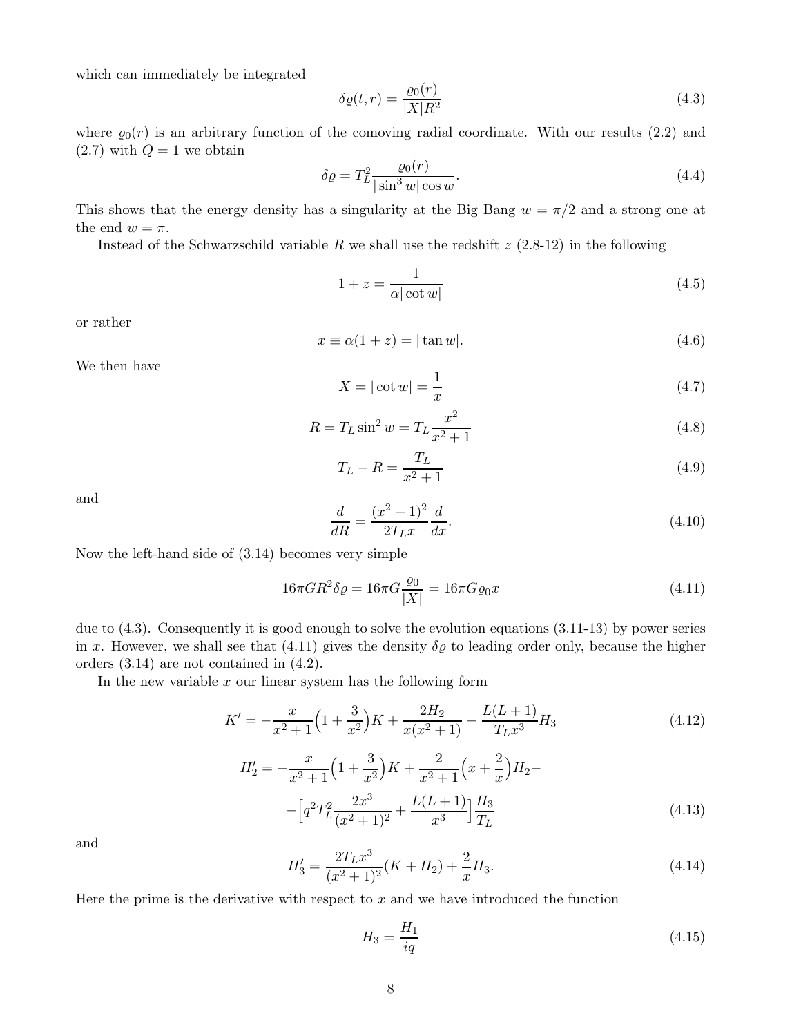which can immediately be integrated

$$
\delta\varrho(t,r) = \frac{\varrho_0(r)}{|X|R^2} \tag{4.3}
$$

where $\varrho_0(r)$ is an arbitrary function of the comoving radial coordinate. With our results (2.2) and (2.7) with $Q=1$ we obtain

$$
\delta\varrho = T_L^2 \frac{\varrho_0(r)}{|\sin^3 w|\cos w}. \tag{4.4}
$$

This shows that the energy density has a singularity at the Big Bang $w=\pi/2$ and a strong one at the end $w=\pi$.

Instead of the Schwarzschild variable $R$ we shall use the redshift $z$ (2.8-12) in the following

$$
1+z = \frac{1}{\alpha|\cot w|} \tag{4.5}
$$

or rather

$$
x \equiv \alpha(1+z) = |\tan w|. \tag{4.6}
$$

We then have

$$
X = |\cot w| = \frac{1}{x} \tag{4.7}
$$

$$
R = T_L \sin^2 w = T_L \frac{x^2}{x^2+1} \tag{4.8}
$$

$$
T_L - R = \frac{T_L}{x^2+1} \tag{4.9}
$$

and

$$
\frac{d}{dR} = \frac{(x^2+1)^2}{2T_L x}\frac{d}{dx}. \tag{4.10}
$$

Now the left-hand side of (3.14) becomes very simple

$$
16\pi G R^2 \delta\varrho = 16\pi G \frac{\varrho_0}{|X|} = 16\pi G \varrho_0 x \tag{4.11}
$$

due to (4.3). Consequently it is good enough to solve the evolution equations (3.11-13) by power series in $x$. However, we shall see that (4.11) gives the density $\delta\varrho$ to leading order only, because the higher orders (3.14) are not contained in (4.2).

In the new variable $x$ our linear system has the following form

$$
K' = -\frac{x}{x^2+1}\Big(1+\frac{3}{x^2}\Big)K + \frac{2H_2}{x(x^2+1)} - \frac{L(L+1)}{T_L x^3}H_3 \tag{4.12}
$$

$$
\begin{aligned}
H_2' = &-\frac{x}{x^2+1}\Big(1+\frac{3}{x^2}\Big)K + \frac{2}{x^2+1}\Big(x+\frac{2}{x}\Big)H_2 - \\
&-\Big[q^2 T_L^2 \frac{2x^3}{(x^2+1)^2} + \frac{L(L+1)}{x^3}\Big]\frac{H_3}{T_L}
\end{aligned} \tag{4.13}
$$

and

$$
H_3' = \frac{2T_L x^3}{(x^2+1)^2}(K+H_2) + \frac{2}{x}H_3. \tag{4.14}
$$

Here the prime is the derivative with respect to $x$ and we have introduced the function

$$
H_3 = \frac{H_1}{iq} \tag{4.15}
$$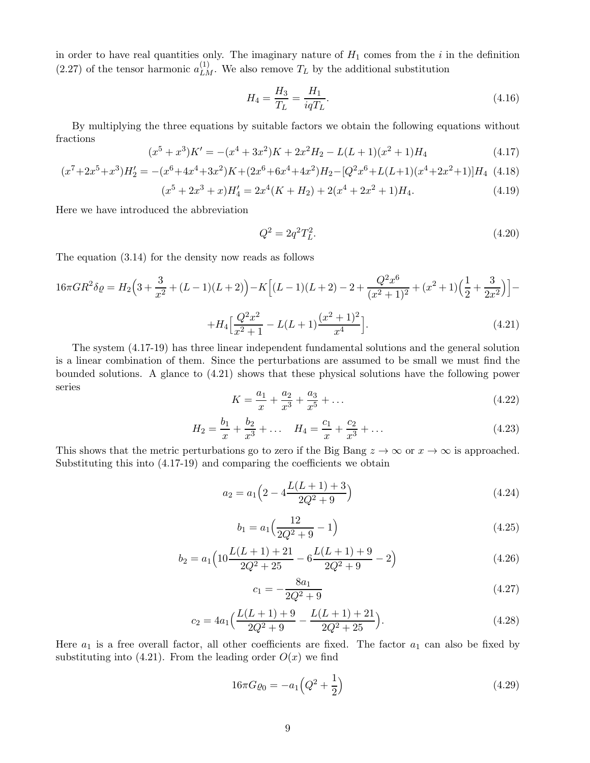in order to have real quantities only. The imaginary nature of $H_1$ comes from the $i$ in the definition (2.27) of the tensor harmonic $a^{(1)}_{LM}$. We also remove $T_L$ by the additional substitution

$$H_4 = \frac{H_3}{T_L} = \frac{H_1}{iqT_L}. \tag{4.16}$$

By multiplying the three equations by suitable factors we obtain the following equations without fractions

$$(x^5 + x^3)K' = -(x^4 + 3x^2)K + 2x^2 H_2 - L(L+1)(x^2+1)H_4 \tag{4.17}$$

$$(x^7+2x^5+x^3)H_2' = -(x^6+4x^4+3x^2)K+(2x^6+6x^4+4x^2)H_2-[Q^2x^6+L(L+1)(x^4+2x^2+1)]H_4 \tag{4.18}$$

$$(x^5 + 2x^3 + x)H_4' = 2x^4(K + H_2) + 2(x^4 + 2x^2 + 1)H_4. \tag{4.19}$$

Here we have introduced the abbreviation

$$Q^2 = 2q^2 T_L^2. \tag{4.20}$$

The equation (3.14) for the density now reads as follows

$$16\pi G R^2 \delta\varrho = H_2\Big(3 + \frac{3}{x^2} + (L-1)(L+2)\Big) - K\Big[(L-1)(L+2) - 2 + \frac{Q^2 x^6}{(x^2+1)^2} + (x^2+1)\Big(\frac{1}{2} + \frac{3}{2x^2}\Big)\Big] -$$

$$+ H_4\Big[\frac{Q^2 x^2}{x^2+1} - L(L+1)\frac{(x^2+1)^2}{x^4}\Big]. \tag{4.21}$$

The system (4.17-19) has three linear independent fundamental solutions and the general solution is a linear combination of them. Since the perturbations are assumed to be small we must find the bounded solutions. A glance to (4.21) shows that these physical solutions have the following power series

$$K = \frac{a_1}{x} + \frac{a_2}{x^3} + \frac{a_3}{x^5} + \ldots \tag{4.22}$$

$$H_2 = \frac{b_1}{x} + \frac{b_2}{x^3} + \ldots \quad H_4 = \frac{c_1}{x} + \frac{c_2}{x^3} + \ldots \tag{4.23}$$

This shows that the metric perturbations go to zero if the Big Bang $z \to \infty$ or $x \to \infty$ is approached. Substituting this into (4.17-19) and comparing the coefficients we obtain

$$a_2 = a_1\Big(2 - 4\frac{L(L+1)+3}{2Q^2+9}\Big) \tag{4.24}$$

$$b_1 = a_1\Big(\frac{12}{2Q^2+9} - 1\Big) \tag{4.25}$$

$$b_2 = a_1\Big(10\frac{L(L+1)+21}{2Q^2+25} - 6\frac{L(L+1)+9}{2Q^2+9} - 2\Big) \tag{4.26}$$

$$c_1 = -\frac{8a_1}{2Q^2+9} \tag{4.27}$$

$$c_2 = 4a_1\Big(\frac{L(L+1)+9}{2Q^2+9} - \frac{L(L+1)+21}{2Q^2+25}\Big). \tag{4.28}$$

Here $a_1$ is a free overall factor, all other coefficients are fixed. The factor $a_1$ can also be fixed by substituting into (4.21). From the leading order $O(x)$ we find

$$16\pi G\varrho_0 = -a_1\Big(Q^2 + \frac{1}{2}\Big) \tag{4.29}$$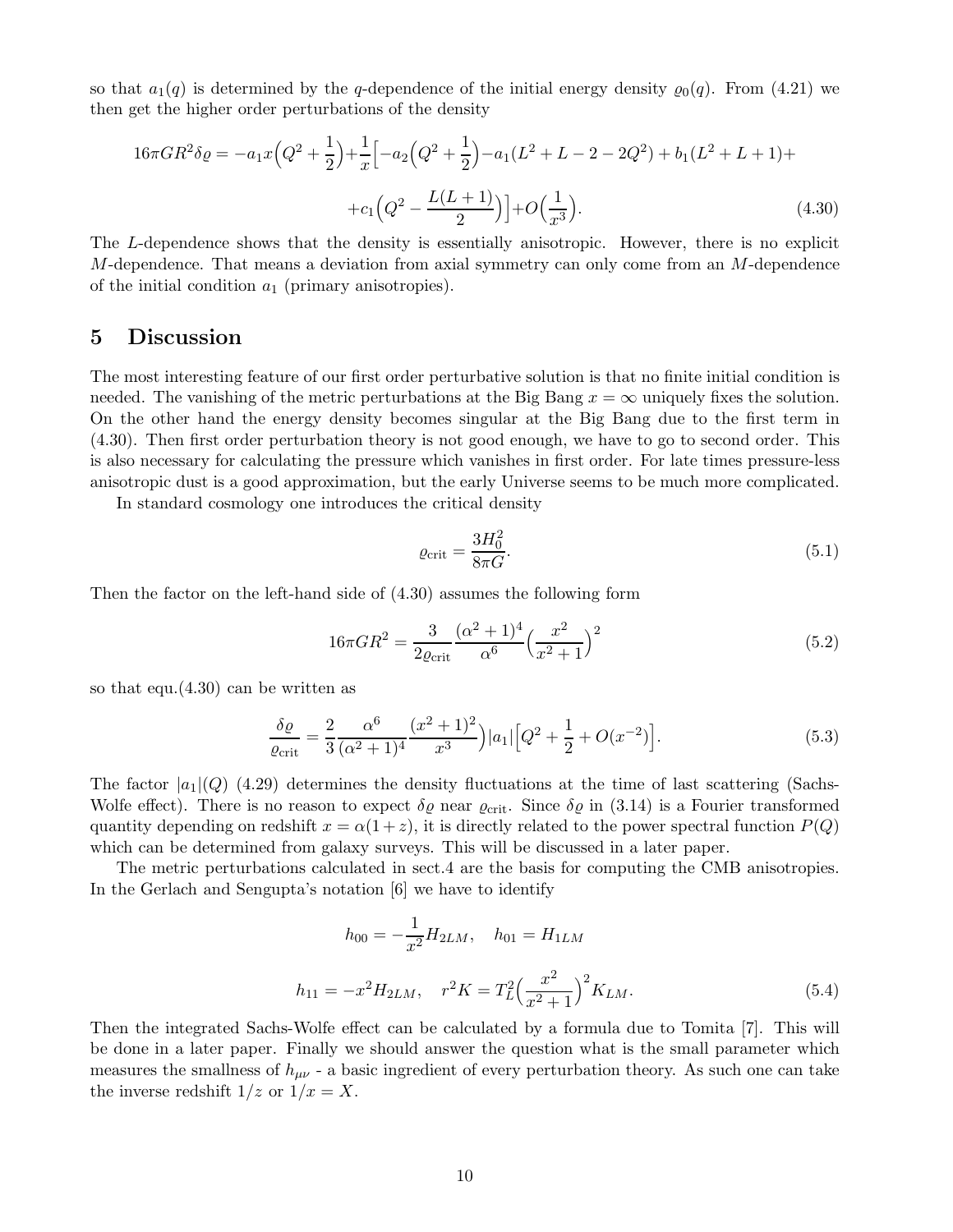so that $a_1(q)$ is determined by the $q$-dependence of the initial energy density $\varrho_0(q)$. From (4.21) we then get the higher order perturbations of the density

$$16\pi GR^2\delta\varrho = -a_1 x\Big(Q^2+\frac{1}{2}\Big)+\frac{1}{x}\Big[-a_2\Big(Q^2+\frac{1}{2}\Big)-a_1(L^2+L-2-2Q^2)+b_1(L^2+L+1)+$$

$$+c_1\Big(Q^2-\frac{L(L+1)}{2}\Big)\Big]+O\Big(\frac{1}{x^3}\Big). \tag{4.30}$$

The $L$-dependence shows that the density is essentially anisotropic. However, there is no explicit $M$-dependence. That means a deviation from axial symmetry can only come from an $M$-dependence of the initial condition $a_1$ (primary anisotropies).

# 5 Discussion

The most interesting feature of our first order perturbative solution is that no finite initial condition is needed. The vanishing of the metric perturbations at the Big Bang $x=\infty$ uniquely fixes the solution. On the other hand the energy density becomes singular at the Big Bang due to the first term in (4.30). Then first order perturbation theory is not good enough, we have to go to second order. This is also necessary for calculating the pressure which vanishes in first order. For late times pressure-less anisotropic dust is a good approximation, but the early Universe seems to be much more complicated.

In standard cosmology one introduces the critical density

$$\varrho_{\rm crit}=\frac{3H_0^2}{8\pi G}. \tag{5.1}$$

Then the factor on the left-hand side of (4.30) assumes the following form

$$16\pi GR^2=\frac{3}{2\varrho_{\rm crit}}\frac{(\alpha^2+1)^4}{\alpha^6}\Big(\frac{x^2}{x^2+1}\Big)^2 \tag{5.2}$$

so that equ.(4.30) can be written as

$$\frac{\delta\varrho}{\varrho_{\rm crit}}=\frac{2}{3}\frac{\alpha^6}{(\alpha^2+1)^4}\frac{(x^2+1)^2}{x^3}\Big)|a_1|\Big[Q^2+\frac{1}{2}+O(x^{-2})\Big]. \tag{5.3}$$

The factor $|a_1|(Q)$ (4.29) determines the density fluctuations at the time of last scattering (Sachs-Wolfe effect). There is no reason to expect $\delta\varrho$ near $\varrho_{\rm crit}$. Since $\delta\varrho$ in (3.14) is a Fourier transformed quantity depending on redshift $x=\alpha(1+z)$, it is directly related to the power spectral function $P(Q)$ which can be determined from galaxy surveys. This will be discussed in a later paper.

The metric perturbations calculated in sect.4 are the basis for computing the CMB anisotropies. In the Gerlach and Sengupta's notation [6] we have to identify

$$h_{00}=-\frac{1}{x^2}H_{2LM},\quad h_{01}=H_{1LM}$$

$$h_{11}=-x^2H_{2LM},\quad r^2K=T_L^2\Big(\frac{x^2}{x^2+1}\Big)^2K_{LM}. \tag{5.4}$$

Then the integrated Sachs-Wolfe effect can be calculated by a formula due to Tomita [7]. This will be done in a later paper. Finally we should answer the question what is the small parameter which measures the smallness of $h_{\mu\nu}$ - a basic ingredient of every perturbation theory. As such one can take the inverse redshift $1/z$ or $1/x=X$.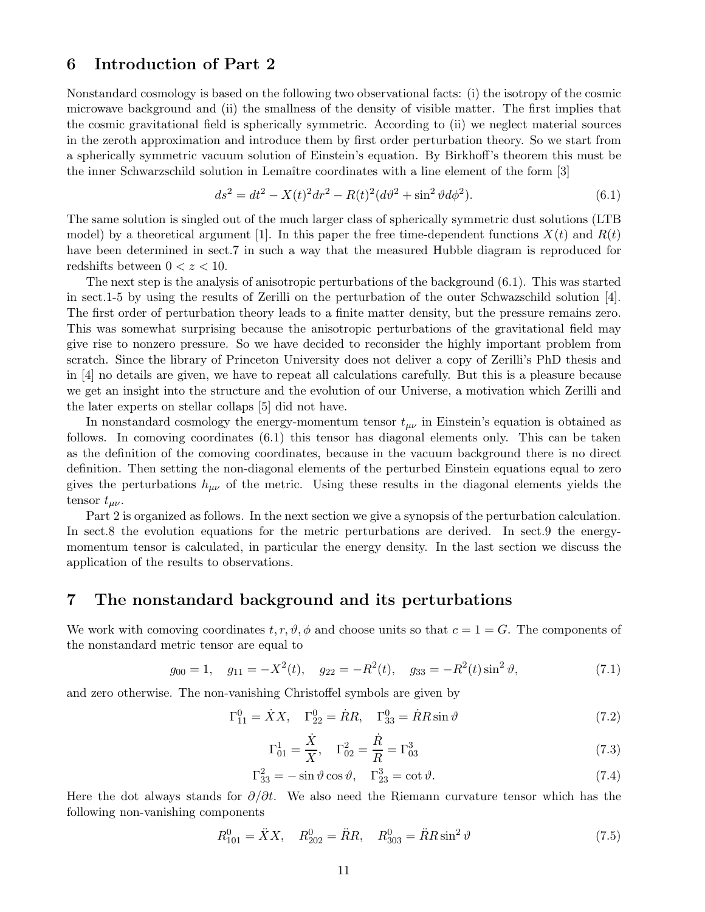## 6 Introduction of Part 2

Nonstandard cosmology is based on the following two observational facts: (i) the isotropy of the cosmic microwave background and (ii) the smallness of the density of visible matter. The first implies that the cosmic gravitational field is spherically symmetric. According to (ii) we neglect material sources in the zeroth approximation and introduce them by first order perturbation theory. So we start from a spherically symmetric vacuum solution of Einstein's equation. By Birkhoff's theorem this must be the inner Schwarzschild solution in Lemaître coordinates with a line element of the form [3]

$$ds^2 = dt^2 - X(t)^2 dr^2 - R(t)^2 (d\vartheta^2 + \sin^2\vartheta d\phi^2). \tag{6.1}$$

The same solution is singled out of the much larger class of spherically symmetric dust solutions (LTB model) by a theoretical argument [1]. In this paper the free time-dependent functions $X(t)$ and $R(t)$ have been determined in sect.7 in such a way that the measured Hubble diagram is reproduced for redshifts between $0 < z < 10$.

The next step is the analysis of anisotropic perturbations of the background (6.1). This was started in sect.1-5 by using the results of Zerilli on the perturbation of the outer Schwazschild solution [4]. The first order of perturbation theory leads to a finite matter density, but the pressure remains zero. This was somewhat surprising because the anisotropic perturbations of the gravitational field may give rise to nonzero pressure. So we have decided to reconsider the highly important problem from scratch. Since the library of Princeton University does not deliver a copy of Zerilli's PhD thesis and in [4] no details are given, we have to repeat all calculations carefully. But this is a pleasure because we get an insight into the structure and the evolution of our Universe, a motivation which Zerilli and the later experts on stellar collaps [5] did not have.

In nonstandard cosmology the energy-momentum tensor $t_{\mu\nu}$ in Einstein's equation is obtained as follows. In comoving coordinates (6.1) this tensor has diagonal elements only. This can be taken as the definition of the comoving coordinates, because in the vacuum background there is no direct definition. Then setting the non-diagonal elements of the perturbed Einstein equations equal to zero gives the perturbations $h_{\mu\nu}$ of the metric. Using these results in the diagonal elements yields the tensor $t_{\mu\nu}$.

Part 2 is organized as follows. In the next section we give a synopsis of the perturbation calculation. In sect.8 the evolution equations for the metric perturbations are derived. In sect.9 the energy-momentum tensor is calculated, in particular the energy density. In the last section we discuss the application of the results to observations.

## 7 The nonstandard background and its perturbations

We work with comoving coordinates $t, r, \vartheta, \phi$ and choose units so that $c = 1 = G$. The components of the nonstandard metric tensor are equal to

$$g_{00} = 1, \quad g_{11} = -X^2(t), \quad g_{22} = -R^2(t), \quad g_{33} = -R^2(t)\sin^2\vartheta, \tag{7.1}$$

and zero otherwise. The non-vanishing Christoffel symbols are given by

$$\Gamma^0_{11} = \dot{X}X, \quad \Gamma^0_{22} = \dot{R}R, \quad \Gamma^0_{33} = \dot{R}R\sin\vartheta \tag{7.2}$$

$$\Gamma^1_{01} = \frac{\dot{X}}{X}, \quad \Gamma^2_{02} = \frac{\dot{R}}{R} = \Gamma^3_{03} \tag{7.3}$$

$$\Gamma^2_{33} = -\sin\vartheta\cos\vartheta, \quad \Gamma^3_{23} = \cot\vartheta. \tag{7.4}$$

Here the dot always stands for $\partial/\partial t$. We also need the Riemann curvature tensor which has the following non-vanishing components

$$R^0_{101} = \ddot{X}X, \quad R^0_{202} = \ddot{R}R, \quad R^0_{303} = \ddot{R}R\sin^2\vartheta \tag{7.5}$$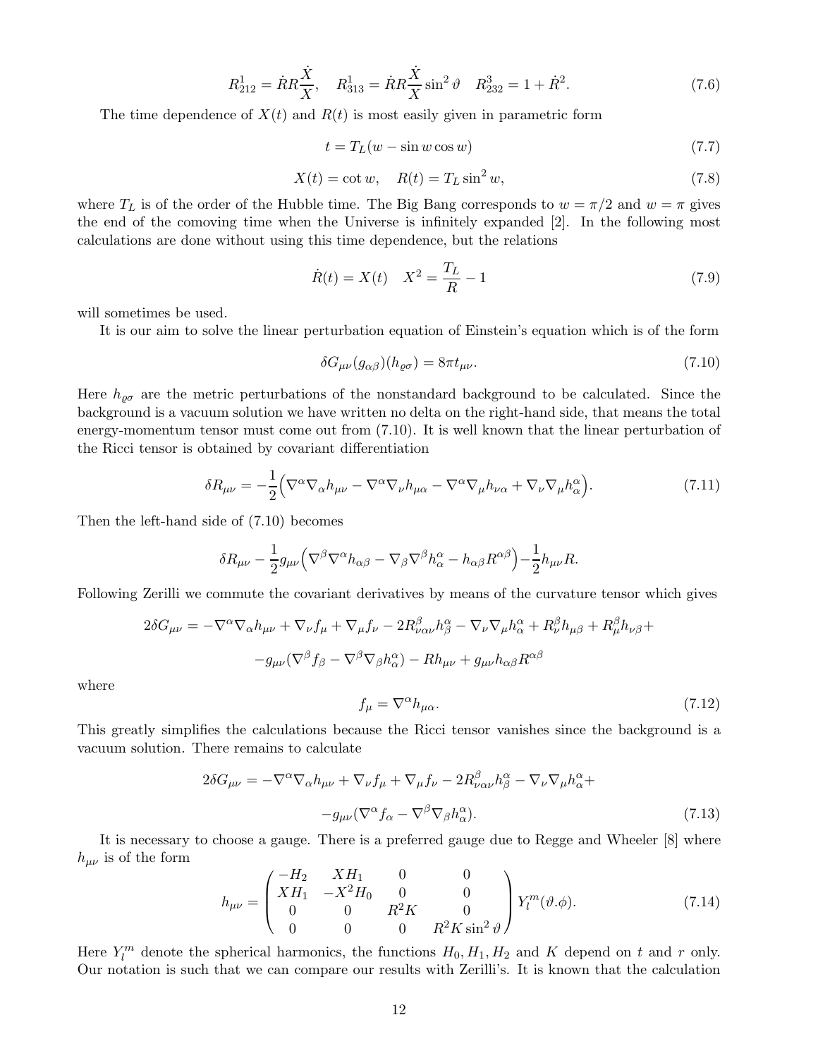$$R^1_{212} = \dot{R}R\frac{\dot{X}}{X}, \quad R^1_{313} = \dot{R}R\frac{\dot{X}}{X}\sin^2\vartheta \quad R^3_{232} = 1 + \dot{R}^2. \tag{7.6}$$

The time dependence of $X(t)$ and $R(t)$ is most easily given in parametric form

$$t = T_L(w - \sin w \cos w) \tag{7.7}$$

$$X(t) = \cot w, \quad R(t) = T_L \sin^2 w, \tag{7.8}$$

where $T_L$ is of the order of the Hubble time. The Big Bang corresponds to $w = \pi/2$ and $w = \pi$ gives the end of the comoving time when the Universe is infinitely expanded [2]. In the following most calculations are done without using this time dependence, but the relations

$$\dot{R}(t) = X(t) \quad X^2 = \frac{T_L}{R} - 1 \tag{7.9}$$

will sometimes be used.

It is our aim to solve the linear perturbation equation of Einstein's equation which is of the form

$$\delta G_{\mu\nu}(g_{\alpha\beta})(h_{\varrho\sigma}) = 8\pi t_{\mu\nu}. \tag{7.10}$$

Here $h_{\varrho\sigma}$ are the metric perturbations of the nonstandard background to be calculated. Since the background is a vacuum solution we have written no delta on the right-hand side, that means the total energy-momentum tensor must come out from (7.10). It is well known that the linear perturbation of the Ricci tensor is obtained by covariant differentiation

$$\delta R_{\mu\nu} = -\frac{1}{2}\Big(\nabla^\alpha\nabla_\alpha h_{\mu\nu} - \nabla^\alpha\nabla_\nu h_{\mu\alpha} - \nabla^\alpha\nabla_\mu h_{\nu\alpha} + \nabla_\nu\nabla_\mu h^\alpha_\alpha\Big). \tag{7.11}$$

Then the left-hand side of (7.10) becomes

$$\delta R_{\mu\nu} - \frac{1}{2}g_{\mu\nu}\Big(\nabla^\beta\nabla^\alpha h_{\alpha\beta} - \nabla_\beta\nabla^\beta h^\alpha_\alpha - h_{\alpha\beta}R^{\alpha\beta}\Big) - \frac{1}{2}h_{\mu\nu}R.$$

Following Zerilli we commute the covariant derivatives by means of the curvature tensor which gives

$$2\delta G_{\mu\nu} = -\nabla^\alpha\nabla_\alpha h_{\mu\nu} + \nabla_\nu f_\mu + \nabla_\mu f_\nu - 2R^\beta_{\nu\alpha\nu}h^\alpha_\beta - \nabla_\nu\nabla_\mu h^\alpha_\alpha + R^\beta_\nu h_{\mu\beta} + R^\beta_\mu h_{\nu\beta} +$$

$$-g_{\mu\nu}(\nabla^\beta f_\beta - \nabla^\beta\nabla_\beta h^\alpha_\alpha) - Rh_{\mu\nu} + g_{\mu\nu}h_{\alpha\beta}R^{\alpha\beta}$$

where

$$f_\mu = \nabla^\alpha h_{\mu\alpha}. \tag{7.12}$$

This greatly simplifies the calculations because the Ricci tensor vanishes since the background is a vacuum solution. There remains to calculate

$$2\delta G_{\mu\nu} = -\nabla^\alpha\nabla_\alpha h_{\mu\nu} + \nabla_\nu f_\mu + \nabla_\mu f_\nu - 2R^\beta_{\nu\alpha\nu}h^\alpha_\beta - \nabla_\nu\nabla_\mu h^\alpha_\alpha +$$

$$-g_{\mu\nu}(\nabla^\alpha f_\alpha - \nabla^\beta\nabla_\beta h^\alpha_\alpha). \tag{7.13}$$

It is necessary to choose a gauge. There is a preferred gauge due to Regge and Wheeler [8] where $h_{\mu\nu}$ is of the form

$$h_{\mu\nu} = \begin{pmatrix} -H_2 & XH_1 & 0 & 0 \\ XH_1 & -X^2H_0 & 0 & 0 \\ 0 & 0 & R^2K & 0 \\ 0 & 0 & 0 & R^2K\sin^2\vartheta \end{pmatrix} Y^m_l(\vartheta.\phi). \tag{7.14}$$

Here $Y^m_l$ denote the spherical harmonics, the functions $H_0, H_1, H_2$ and $K$ depend on $t$ and $r$ only. Our notation is such that we can compare our results with Zerilli's. It is known that the calculation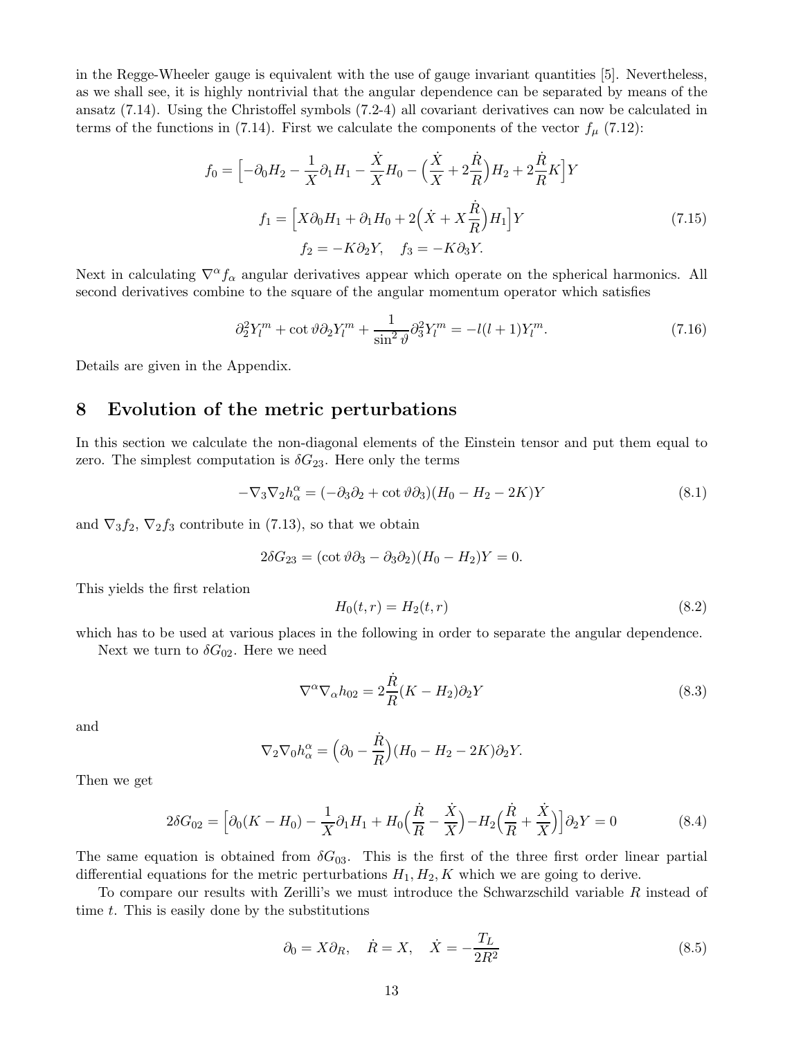in the Regge-Wheeler gauge is equivalent with the use of gauge invariant quantities [5]. Nevertheless, as we shall see, it is highly nontrivial that the angular dependence can be separated by means of the ansatz (7.14). Using the Christoffel symbols (7.2-4) all covariant derivatives can now be calculated in terms of the functions in (7.14). First we calculate the components of the vector $f_\mu$ (7.12):

$$f_0 = \Big[-\partial_0 H_2 - \frac{1}{X}\partial_1 H_1 - \frac{\dot{X}}{X}H_0 - \Big(\frac{\dot{X}}{X} + 2\frac{\dot{R}}{R}\Big)H_2 + 2\frac{\dot{R}}{R}K\Big]Y$$

$$f_1 = \Big[X\partial_0 H_1 + \partial_1 H_0 + 2\Big(\dot{X} + X\frac{\dot{R}}{R}\Big)H_1\Big]Y \tag{7.15}$$

$$f_2 = -K\partial_2 Y, \quad f_3 = -K\partial_3 Y.$$

Next in calculating $\nabla^\alpha f_\alpha$ angular derivatives appear which operate on the spherical harmonics. All second derivatives combine to the square of the angular momentum operator which satisfies

$$\partial_2^2 Y_l^m + \cot\vartheta\,\partial_2 Y_l^m + \frac{1}{\sin^2\vartheta}\partial_3^2 Y_l^m = -l(l+1)Y_l^m. \tag{7.16}$$

Details are given in the Appendix.

## 8 Evolution of the metric perturbations

In this section we calculate the non-diagonal elements of the Einstein tensor and put them equal to zero. The simplest computation is $\delta G_{23}$. Here only the terms

$$-\nabla_3\nabla_2 h^\alpha_\alpha = (-\partial_3\partial_2 + \cot\vartheta\,\partial_3)(H_0 - H_2 - 2K)Y \tag{8.1}$$

and $\nabla_3 f_2$, $\nabla_2 f_3$ contribute in (7.13), so that we obtain

$$2\delta G_{23} = (\cot\vartheta\,\partial_3 - \partial_3\partial_2)(H_0 - H_2)Y = 0.$$

This yields the first relation

$$H_0(t,r) = H_2(t,r) \tag{8.2}$$

which has to be used at various places in the following in order to separate the angular dependence.

Next we turn to $\delta G_{02}$. Here we need

$$\nabla^\alpha\nabla_\alpha h_{02} = 2\frac{\dot{R}}{R}(K - H_2)\partial_2 Y \tag{8.3}$$

and

$$\nabla_2\nabla_0 h^\alpha_\alpha = \Big(\partial_0 - \frac{\dot{R}}{R}\Big)(H_0 - H_2 - 2K)\partial_2 Y.$$

Then we get

$$2\delta G_{02} = \Big[\partial_0(K - H_0) - \frac{1}{X}\partial_1 H_1 + H_0\Big(\frac{\dot{R}}{R} - \frac{\dot{X}}{X}\Big) - H_2\Big(\frac{\dot{R}}{R} + \frac{\dot{X}}{X}\Big)\Big]\partial_2 Y = 0 \tag{8.4}$$

The same equation is obtained from $\delta G_{03}$. This is the first of the three first order linear partial differential equations for the metric perturbations $H_1, H_2, K$ which we are going to derive.

To compare our results with Zerilli's we must introduce the Schwarzschild variable $R$ instead of time $t$. This is easily done by the substitutions

$$\partial_0 = X\partial_R, \quad \dot{R} = X, \quad \dot{X} = -\frac{T_L}{2R^2} \tag{8.5}$$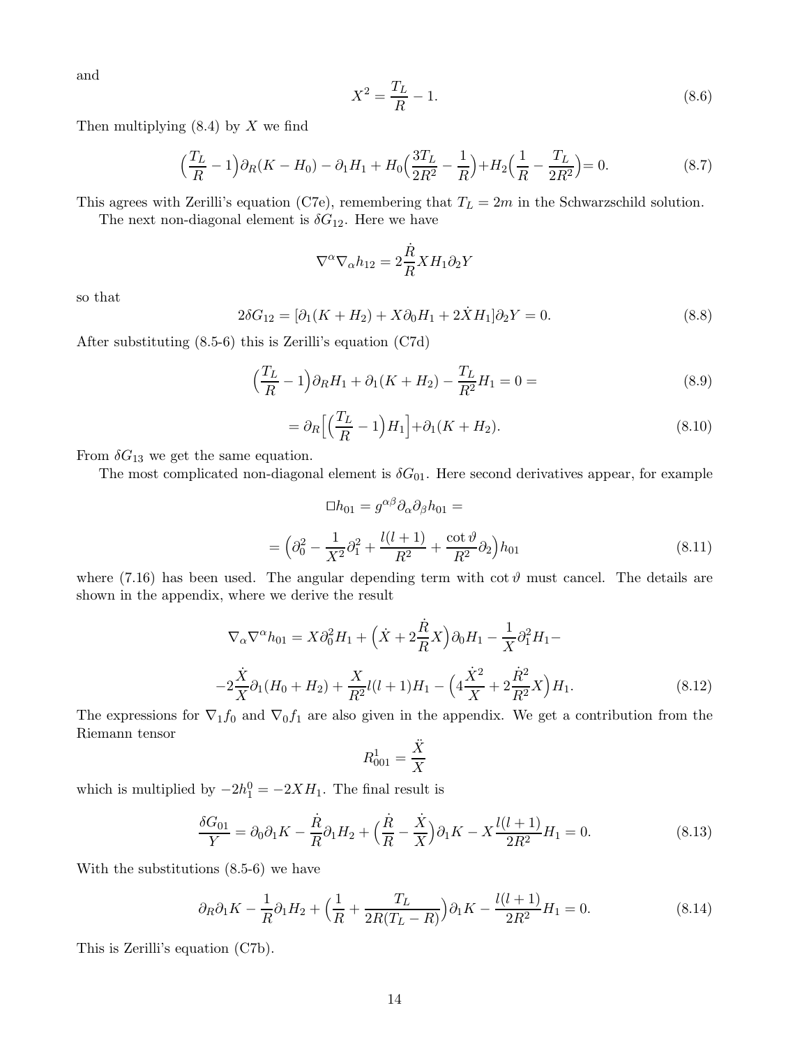and

$$X^2 = \frac{T_L}{R} - 1. \tag{8.6}$$

Then multiplying (8.4) by $X$ we find

$$\Big(\frac{T_L}{R} - 1\Big)\partial_R(K - H_0) - \partial_1 H_1 + H_0\Big(\frac{3T_L}{2R^2} - \frac{1}{R}\Big) + H_2\Big(\frac{1}{R} - \frac{T_L}{2R^2}\Big) = 0. \tag{8.7}$$

This agrees with Zerilli's equation (C7e), remembering that $T_L = 2m$ in the Schwarzschild solution.

The next non-diagonal element is $\delta G_{12}$. Here we have

$$\nabla^\alpha \nabla_\alpha h_{12} = 2\frac{\dot{R}}{R} X H_1 \partial_2 Y$$

so that

$$2\delta G_{12} = [\partial_1(K + H_2) + X\partial_0 H_1 + 2\dot{X} H_1]\partial_2 Y = 0. \tag{8.8}$$

After substituting (8.5-6) this is Zerilli's equation (C7d)

$$\Big(\frac{T_L}{R} - 1\Big)\partial_R H_1 + \partial_1(K + H_2) - \frac{T_L}{R^2} H_1 = 0 = \tag{8.9}$$

$$= \partial_R\Big[\Big(\frac{T_L}{R} - 1\Big)H_1\Big] + \partial_1(K + H_2). \tag{8.10}$$

From $\delta G_{13}$ we get the same equation.

The most complicated non-diagonal element is $\delta G_{01}$. Here second derivatives appear, for example

$$\Box h_{01} = g^{\alpha\beta}\partial_\alpha \partial_\beta h_{01} =$$

$$= \Big(\partial_0^2 - \frac{1}{X^2}\partial_1^2 + \frac{l(l+1)}{R^2} + \frac{\cot\vartheta}{R^2}\partial_2\Big)h_{01} \tag{8.11}$$

where (7.16) has been used. The angular depending term with $\cot\vartheta$ must cancel. The details are shown in the appendix, where we derive the result

$$\nabla_\alpha \nabla^\alpha h_{01} = X\partial_0^2 H_1 + \Big(\dot{X} + 2\frac{\dot{R}}{R}X\Big)\partial_0 H_1 - \frac{1}{X}\partial_1^2 H_1 -$$

$$-2\frac{\dot{X}}{X}\partial_1(H_0 + H_2) + \frac{X}{R^2}l(l+1)H_1 - \Big(4\frac{\dot{X}^2}{X} + 2\frac{\dot{R}^2}{R^2}X\Big)H_1. \tag{8.12}$$

The expressions for $\nabla_1 f_0$ and $\nabla_0 f_1$ are also given in the appendix. We get a contribution from the Riemann tensor

$$R^1_{001} = \frac{\ddot{X}}{X}$$

which is multiplied by $-2h^0_1 = -2XH_1$. The final result is

$$\frac{\delta G_{01}}{Y} = \partial_0\partial_1 K - \frac{\dot{R}}{R}\partial_1 H_2 + \Big(\frac{\dot{R}}{R} - \frac{\dot{X}}{X}\Big)\partial_1 K - X\frac{l(l+1)}{2R^2}H_1 = 0. \tag{8.13}$$

With the substitutions (8.5-6) we have

$$\partial_R\partial_1 K - \frac{1}{R}\partial_1 H_2 + \Big(\frac{1}{R} + \frac{T_L}{2R(T_L - R)}\Big)\partial_1 K - \frac{l(l+1)}{2R^2}H_1 = 0. \tag{8.14}$$

This is Zerilli's equation (C7b).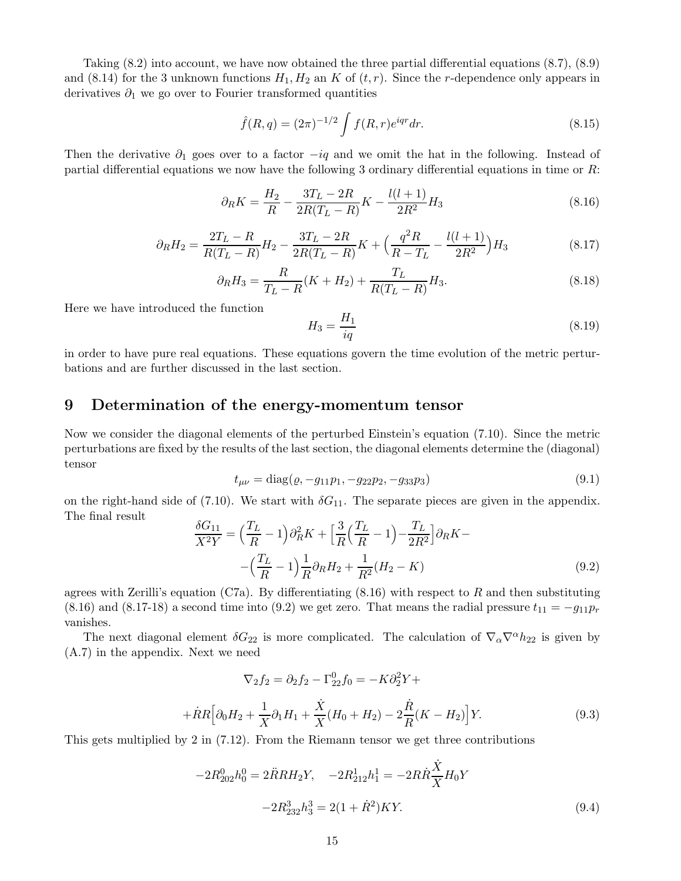Taking (8.2) into account, we have now obtained the three partial differential equations (8.7), (8.9) and (8.14) for the 3 unknown functions $H_1, H_2$ an $K$ of $(t, r)$. Since the $r$-dependence only appears in derivatives $\partial_1$ we go over to Fourier transformed quantities

$$\hat{f}(R, q) = (2\pi)^{-1/2} \int f(R, r) e^{iqr} dr. \tag{8.15}$$

Then the derivative $\partial_1$ goes over to a factor $-iq$ and we omit the hat in the following. Instead of partial differential equations we now have the following 3 ordinary differential equations in time or $R$:

$$\partial_R K = \frac{H_2}{R} - \frac{3T_L - 2R}{2R(T_L - R)} K - \frac{l(l+1)}{2R^2} H_3 \tag{8.16}$$

$$\partial_R H_2 = \frac{2T_L - R}{R(T_L - R)} H_2 - \frac{3T_L - 2R}{2R(T_L - R)} K + \Big( \frac{q^2 R}{R - T_L} - \frac{l(l+1)}{2R^2} \Big) H_3 \tag{8.17}$$

$$\partial_R H_3 = \frac{R}{T_L - R}(K + H_2) + \frac{T_L}{R(T_L - R)} H_3. \tag{8.18}$$

Here we have introduced the function

$$H_3 = \frac{H_1}{iq} \tag{8.19}$$

in order to have pure real equations. These equations govern the time evolution of the metric perturbations and are further discussed in the last section.

# 9 Determination of the energy-momentum tensor

Now we consider the diagonal elements of the perturbed Einstein's equation (7.10). Since the metric perturbations are fixed by the results of the last section, the diagonal elements determine the (diagonal) tensor

$$t_{\mu\nu} = \mathrm{diag}(\varrho, -g_{11}p_1, -g_{22}p_2, -g_{33}p_3) \tag{9.1}$$

on the right-hand side of (7.10). We start with $\delta G_{11}$. The separate pieces are given in the appendix. The final result

$$\frac{\delta G_{11}}{X^2 Y} = \Big( \frac{T_L}{R} - 1 \Big) \partial_R^2 K + \Big[ \frac{3}{R} \Big( \frac{T_L}{R} - 1 \Big) - \frac{T_L}{2R^2} \Big] \partial_R K -$$
$$- \Big( \frac{T_L}{R} - 1 \Big) \frac{1}{R} \partial_R H_2 + \frac{1}{R^2}(H_2 - K) \tag{9.2}$$

agrees with Zerilli's equation (C7a). By differentiating (8.16) with respect to $R$ and then substituting (8.16) and (8.17-18) a second time into (9.2) we get zero. That means the radial pressure $t_{11} = -g_{11} p_r$ vanishes.

The next diagonal element $\delta G_{22}$ is more complicated. The calculation of $\nabla_\alpha \nabla^\alpha h_{22}$ is given by (A.7) in the appendix. Next we need

$$\nabla_2 f_2 = \partial_2 f_2 - \Gamma^0_{22} f_0 = -K \partial_2^2 Y +$$
$$+ \dot{R} R \Big[ \partial_0 H_2 + \frac{1}{X} \partial_1 H_1 + \frac{\dot{X}}{X}(H_0 + H_2) - 2\frac{\dot{R}}{R}(K - H_2) \Big] Y. \tag{9.3}$$

This gets multiplied by 2 in (7.12). From the Riemann tensor we get three contributions

$$-2R^0_{202} h^0_0 = 2\ddot{R} R H_2 Y, \quad -2R^1_{212} h^1_1 = -2R\dot{R} \frac{\dot{X}}{X} H_0 Y$$
$$-2R^3_{232} h^3_3 = 2(1 + \dot{R}^2) K Y. \tag{9.4}$$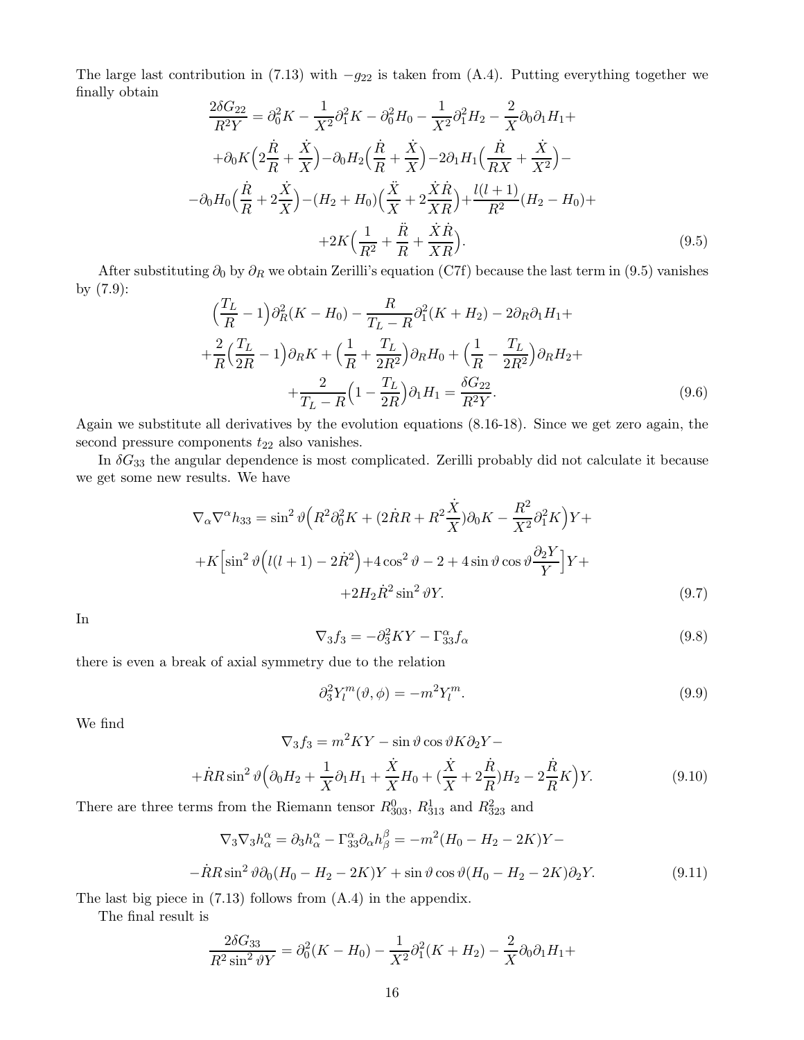The large last contribution in (7.13) with $-g_{22}$ is taken from (A.4). Putting everything together we finally obtain

$$
\frac{2\delta G_{22}}{R^2 Y}=\partial_0^2 K-\frac{1}{X^2}\partial_1^2 K-\partial_0^2 H_0-\frac{1}{X^2}\partial_1^2 H_2-\frac{2}{X}\partial_0\partial_1 H_1+
$$

$$
+\partial_0 K\Big(2\frac{\dot R}{R}+\frac{\dot X}{X}\Big)-\partial_0 H_2\Big(\frac{\dot R}{R}+\frac{\dot X}{X}\Big)-2\partial_1 H_1\Big(\frac{\dot R}{RX}+\frac{\dot X}{X^2}\Big)-
$$

$$
-\partial_0 H_0\Big(\frac{\dot R}{R}+2\frac{\dot X}{X}\Big)-(H_2+H_0)\Big(\frac{\ddot X}{X}+2\frac{\dot X\dot R}{XR}\Big)+\frac{l(l+1)}{R^2}(H_2-H_0)+
$$

$$
+2K\Big(\frac{1}{R^2}+\frac{\ddot R}{R}+\frac{\dot X\dot R}{XR}\Big). \tag{9.5}
$$

After substituting $\partial_0$ by $\partial_R$ we obtain Zerilli's equation (C7f) because the last term in (9.5) vanishes by (7.9):

$$
\Big(\frac{T_L}{R}-1\Big)\partial_R^2(K-H_0)-\frac{R}{T_L-R}\partial_1^2(K+H_2)-2\partial_R\partial_1 H_1+
$$

$$
+\frac{2}{R}\Big(\frac{T_L}{2R}-1\Big)\partial_R K+\Big(\frac{1}{R}+\frac{T_L}{2R^2}\Big)\partial_R H_0+\Big(\frac{1}{R}-\frac{T_L}{2R^2}\Big)\partial_R H_2+
$$

$$
+\frac{2}{T_L-R}\Big(1-\frac{T_L}{2R}\Big)\partial_1 H_1=\frac{\delta G_{22}}{R^2 Y}. \tag{9.6}
$$

Again we substitute all derivatives by the evolution equations (8.16-18). Since we get zero again, the second pressure components $t_{22}$ also vanishes.

In $\delta G_{33}$ the angular dependence is most complicated. Zerilli probably did not calculate it because we get some new results. We have

$$
\nabla_\alpha\nabla^\alpha h_{33}=\sin^2\vartheta\Big(R^2\partial_0^2 K+(2\dot R R+R^2\frac{\dot X}{X})\partial_0 K-\frac{R^2}{X^2}\partial_1^2 K\Big)Y+
$$

$$
+K\Big[\sin^2\vartheta\Big(l(l+1)-2\dot R^2\Big)+4\cos^2\vartheta-2+4\sin\vartheta\cos\vartheta\frac{\partial_2 Y}{Y}\Big]Y+
$$

$$
+2H_2\dot R^2\sin^2\vartheta Y. \tag{9.7}
$$

In

$$
\nabla_3 f_3=-\partial_3^2 KY-\Gamma_{33}^\alpha f_\alpha \tag{9.8}
$$

there is even a break of axial symmetry due to the relation

$$
\partial_3^2 Y_l^m(\vartheta,\phi)=-m^2 Y_l^m. \tag{9.9}
$$

We find

$$
\nabla_3 f_3=m^2 KY-\sin\vartheta\cos\vartheta K\partial_2 Y-
$$

$$
+\dot R R\sin^2\vartheta\Big(\partial_0 H_2+\frac{1}{X}\partial_1 H_1+\frac{\dot X}{X}H_0+(\frac{\dot X}{X}+2\frac{\dot R}{R})H_2-2\frac{\dot R}{R}K\Big)Y. \tag{9.10}
$$

There are three terms from the Riemann tensor $R^0_{303}$, $R^1_{313}$ and $R^2_{323}$ and

$$
\nabla_3\nabla_3 h_\alpha^\alpha=\partial_3 h_\alpha^\alpha-\Gamma_{33}^\alpha\partial_\alpha h_\beta^\beta=-m^2(H_0-H_2-2K)Y-
$$

$$
-\dot R R\sin^2\vartheta\partial_0(H_0-H_2-2K)Y+\sin\vartheta\cos\vartheta(H_0-H_2-2K)\partial_2 Y. \tag{9.11}
$$

The last big piece in (7.13) follows from (A.4) in the appendix.

The final result is

$$
\frac{2\delta G_{33}}{R^2\sin^2\vartheta Y}=\partial_0^2(K-H_0)-\frac{1}{X^2}\partial_1^2(K+H_2)-\frac{2}{X}\partial_0\partial_1 H_1+
$$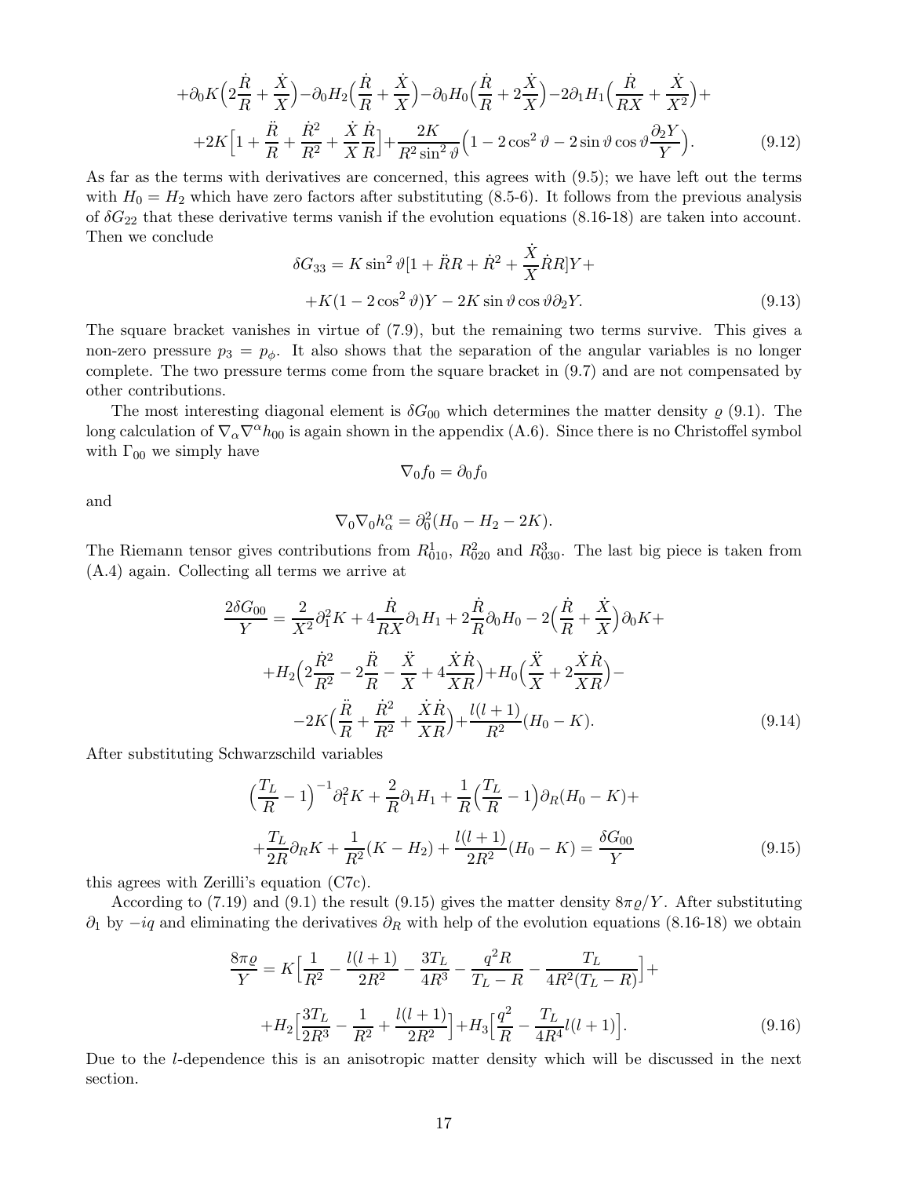$$+\partial_0 K\Big(2\frac{\dot R}{R}+\frac{\dot X}{X}\Big)-\partial_0 H_2\Big(\frac{\dot R}{R}+\frac{\dot X}{X}\Big)-\partial_0 H_0\Big(\frac{\dot R}{R}+2\frac{\dot X}{X}\Big)-2\partial_1 H_1\Big(\frac{\dot R}{RX}+\frac{\dot X}{X^2}\Big)+$$

$$+2K\Big[1+\frac{\ddot R}{R}+\frac{\dot R^2}{R^2}+\frac{\dot X}{X}\frac{\dot R}{R}\Big]+\frac{2K}{R^2\sin^2\vartheta}\Big(1-2\cos^2\vartheta-2\sin\vartheta\cos\vartheta\frac{\partial_2 Y}{Y}\Big). \tag{9.12}$$

As far as the terms with derivatives are concerned, this agrees with (9.5); we have left out the terms with $H_0=H_2$ which have zero factors after substituting (8.5-6). It follows from the previous analysis of $\delta G_{22}$ that these derivative terms vanish if the evolution equations (8.16-18) are taken into account. Then we conclude

$$\delta G_{33}=K\sin^2\vartheta[1+\ddot R R+\dot R^2+\frac{\dot X}{X}\dot R R]Y+$$

$$+K(1-2\cos^2\vartheta)Y-2K\sin\vartheta\cos\vartheta\partial_2 Y. \tag{9.13}$$

The square bracket vanishes in virtue of (7.9), but the remaining two terms survive. This gives a non-zero pressure $p_3=p_\phi$. It also shows that the separation of the angular variables is no longer complete. The two pressure terms come from the square bracket in (9.7) and are not compensated by other contributions.

The most interesting diagonal element is $\delta G_{00}$ which determines the matter density $\varrho$ (9.1). The long calculation of $\nabla_\alpha\nabla^\alpha h_{00}$ is again shown in the appendix (A.6). Since there is no Christoffel symbol with $\Gamma_{00}$ we simply have

$$\nabla_0 f_0=\partial_0 f_0$$

and

$$\nabla_0\nabla_0 h^\alpha_\alpha=\partial_0^2(H_0-H_2-2K).$$

The Riemann tensor gives contributions from $R^1_{010}$, $R^2_{020}$ and $R^3_{030}$. The last big piece is taken from (A.4) again. Collecting all terms we arrive at

$$\frac{2\delta G_{00}}{Y}=\frac{2}{X^2}\partial_1^2 K+4\frac{\dot R}{RX}\partial_1 H_1+2\frac{\dot R}{R}\partial_0 H_0-2\Big(\frac{\dot R}{R}+\frac{\dot X}{X}\Big)\partial_0 K+$$

$$+H_2\Big(2\frac{\dot R^2}{R^2}-2\frac{\ddot R}{R}-\frac{\ddot X}{X}+4\frac{\dot X\dot R}{XR}\Big)+H_0\Big(\frac{\ddot X}{X}+2\frac{\dot X\dot R}{XR}\Big)-$$

$$-2K\Big(\frac{\ddot R}{R}+\frac{\dot R^2}{R^2}+\frac{\dot X\dot R}{XR}\Big)+\frac{l(l+1)}{R^2}(H_0-K). \tag{9.14}$$

After substituting Schwarzschild variables

$$\Big(\frac{T_L}{R}-1\Big)^{-1}\partial_1^2 K+\frac{2}{R}\partial_1 H_1+\frac{1}{R}\Big(\frac{T_L}{R}-1\Big)\partial_R(H_0-K)+$$

$$+\frac{T_L}{2R}\partial_R K+\frac{1}{R^2}(K-H_2)+\frac{l(l+1)}{2R^2}(H_0-K)=\frac{\delta G_{00}}{Y} \tag{9.15}$$

this agrees with Zerilli's equation (C7c).

According to (7.19) and (9.1) the result (9.15) gives the matter density $8\pi\varrho/Y$. After substituting $\partial_1$ by $-iq$ and eliminating the derivatives $\partial_R$ with help of the evolution equations (8.16-18) we obtain

$$\frac{8\pi\varrho}{Y}=K\Big[\frac{1}{R^2}-\frac{l(l+1)}{2R^2}-\frac{3T_L}{4R^3}-\frac{q^2R}{T_L-R}-\frac{T_L}{4R^2(T_L-R)}\Big]+$$

$$+H_2\Big[\frac{3T_L}{2R^3}-\frac{1}{R^2}+\frac{l(l+1)}{2R^2}\Big]+H_3\Big[\frac{q^2}{R}-\frac{T_L}{4R^4}l(l+1)\Big]. \tag{9.16}$$

Due to the $l$-dependence this is an anisotropic matter density which will be discussed in the next section.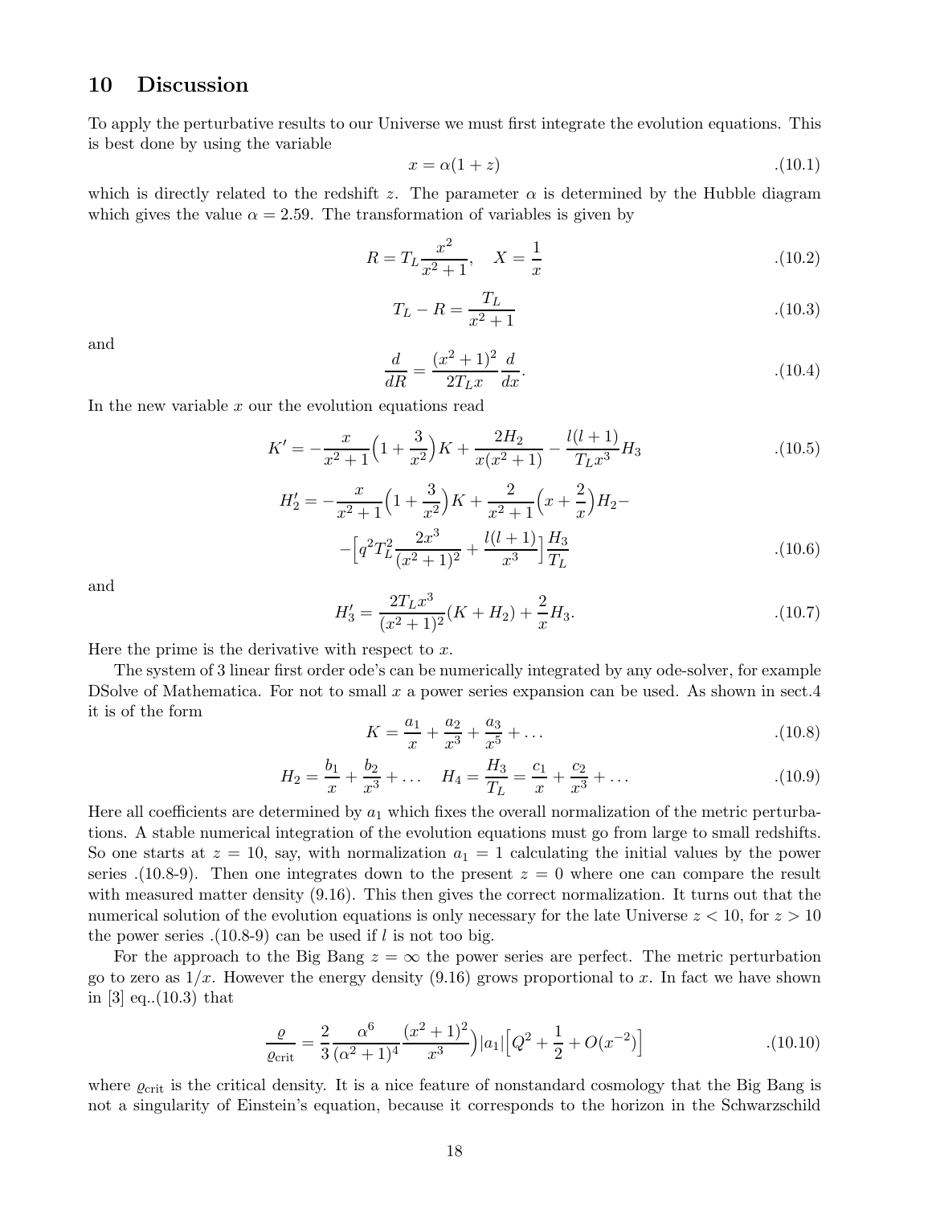## 10 Discussion

To apply the perturbative results to our Universe we must first integrate the evolution equations. This is best done by using the variable

$$x = \alpha(1+z) \tag{.10.1}$$

which is directly related to the redshift $z$. The parameter $\alpha$ is determined by the Hubble diagram which gives the value $\alpha = 2.59$. The transformation of variables is given by

$$R = T_L \frac{x^2}{x^2+1}, \quad X = \frac{1}{x} \tag{.10.2}$$

$$T_L - R = \frac{T_L}{x^2+1} \tag{.10.3}$$

and

$$\frac{d}{dR} = \frac{(x^2+1)^2}{2T_L x}\frac{d}{dx}. \tag{.10.4}$$

In the new variable $x$ our the evolution equations read

$$K' = -\frac{x}{x^2+1}\Big(1+\frac{3}{x^2}\Big)K + \frac{2H_2}{x(x^2+1)} - \frac{l(l+1)}{T_L x^3}H_3 \tag{.10.5}$$

$$H_2' = -\frac{x}{x^2+1}\Big(1+\frac{3}{x^2}\Big)K + \frac{2}{x^2+1}\Big(x+\frac{2}{x}\Big)H_2 - \\ -\Big[q^2 T_L^2 \frac{2x^3}{(x^2+1)^2} + \frac{l(l+1)}{x^3}\Big]\frac{H_3}{T_L} \tag{.10.6}$$

and

$$H_3' = \frac{2T_L x^3}{(x^2+1)^2}(K+H_2) + \frac{2}{x}H_3. \tag{.10.7}$$

Here the prime is the derivative with respect to $x$.

The system of 3 linear first order ode's can be numerically integrated by any ode-solver, for example DSolve of Mathematica. For not to small $x$ a power series expansion can be used. As shown in sect.4 it is of the form

$$K = \frac{a_1}{x} + \frac{a_2}{x^3} + \frac{a_3}{x^5} + \ldots \tag{.10.8}$$

$$H_2 = \frac{b_1}{x} + \frac{b_2}{x^3} + \ldots \quad H_4 = \frac{H_3}{T_L} = \frac{c_1}{x} + \frac{c_2}{x^3} + \ldots \tag{.10.9}$$

Here all coefficients are determined by $a_1$ which fixes the overall normalization of the metric perturbations. A stable numerical integration of the evolution equations must go from large to small redshifts. So one starts at $z = 10$, say, with normalization $a_1 = 1$ calculating the initial values by the power series .(10.8-9). Then one integrates down to the present $z = 0$ where one can compare the result with measured matter density (9.16). This then gives the correct normalization. It turns out that the numerical solution of the evolution equations is only necessary for the late Universe $z < 10$, for $z > 10$ the power series .(10.8-9) can be used if $l$ is not too big.

For the approach to the Big Bang $z = \infty$ the power series are perfect. The metric perturbation go to zero as $1/x$. However the energy density (9.16) grows proportional to $x$. In fact we have shown in [3] eq..(10.3) that

$$\frac{\varrho}{\varrho_{\rm crit}} = \frac{2}{3}\frac{\alpha^6}{(\alpha^2+1)^4}\frac{(x^2+1)^2}{x^3}\Big)|a_1|\Big[Q^2 + \frac{1}{2} + O(x^{-2})\Big] \tag{.10.10}$$

where $\varrho_{\rm crit}$ is the critical density. It is a nice feature of nonstandard cosmology that the Big Bang is not a singularity of Einstein's equation, because it corresponds to the horizon in the Schwarzschild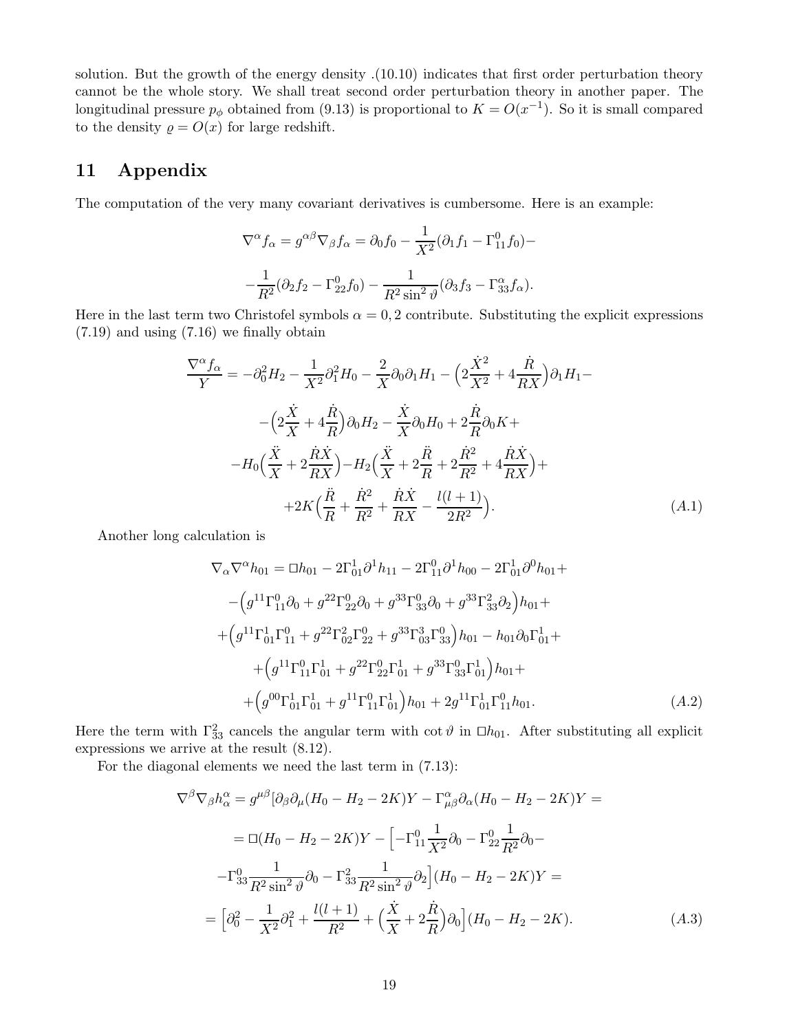solution. But the growth of the energy density .(10.10) indicates that first order perturbation theory cannot be the whole story. We shall treat second order perturbation theory in another paper. The longitudinal pressure $p_\phi$ obtained from (9.13) is proportional to $K = O(x^{-1})$. So it is small compared to the density $\varrho = O(x)$ for large redshift.

# 11 Appendix

The computation of the very many covariant derivatives is cumbersome. Here is an example:

$$\nabla^\alpha f_\alpha = g^{\alpha\beta}\nabla_\beta f_\alpha = \partial_0 f_0 - \frac{1}{X^2}(\partial_1 f_1 - \Gamma^0_{11} f_0) -$$

$$-\frac{1}{R^2}(\partial_2 f_2 - \Gamma^0_{22} f_0) - \frac{1}{R^2 \sin^2\vartheta}(\partial_3 f_3 - \Gamma^\alpha_{33} f_\alpha).$$

Here in the last term two Christofel symbols $\alpha = 0, 2$ contribute. Substituting the explicit expressions (7.19) and using (7.16) we finally obtain

$$\frac{\nabla^\alpha f_\alpha}{Y} = -\partial_0^2 H_2 - \frac{1}{X^2}\partial_1^2 H_0 - \frac{2}{X}\partial_0\partial_1 H_1 - \Big(2\frac{\dot X^2}{X^2} + 4\frac{\dot R}{RX}\Big)\partial_1 H_1 -$$

$$-\Big(2\frac{\dot X}{X} + 4\frac{\dot R}{R}\Big)\partial_0 H_2 - \frac{\dot X}{X}\partial_0 H_0 + 2\frac{\dot R}{R}\partial_0 K +$$

$$-H_0\Big(\frac{\ddot X}{X} + 2\frac{\dot R \dot X}{RX}\Big) - H_2\Big(\frac{\ddot X}{X} + 2\frac{\ddot R}{R} + 2\frac{\dot R^2}{R^2} + 4\frac{\dot R \dot X}{RX}\Big) +$$

$$+2K\Big(\frac{\ddot R}{R} + \frac{\dot R^2}{R^2} + \frac{\dot R \dot X}{RX} - \frac{l(l+1)}{2R^2}\Big). \tag{A.1}$$

Another long calculation is

$$\nabla_\alpha \nabla^\alpha h_{01} = \Box h_{01} - 2\Gamma^1_{01}\partial^1 h_{11} - 2\Gamma^0_{11}\partial^1 h_{00} - 2\Gamma^1_{01}\partial^0 h_{01} +$$

$$-\Big(g^{11}\Gamma^0_{11}\partial_0 + g^{22}\Gamma^0_{22}\partial_0 + g^{33}\Gamma^0_{33}\partial_0 + g^{33}\Gamma^2_{33}\partial_2\Big)h_{01} +$$

$$+\Big(g^{11}\Gamma^1_{01}\Gamma^0_{11} + g^{22}\Gamma^2_{02}\Gamma^0_{22} + g^{33}\Gamma^3_{03}\Gamma^0_{33}\Big)h_{01} - h_{01}\partial_0\Gamma^1_{01} +$$

$$+\Big(g^{11}\Gamma^0_{11}\Gamma^1_{01} + g^{22}\Gamma^0_{22}\Gamma^1_{01} + g^{33}\Gamma^0_{33}\Gamma^1_{01}\Big)h_{01} +$$

$$+\Big(g^{00}\Gamma^1_{01}\Gamma^1_{01} + g^{11}\Gamma^0_{11}\Gamma^1_{01}\Big)h_{01} + 2g^{11}\Gamma^1_{01}\Gamma^0_{11}h_{01}. \tag{A.2}$$

Here the term with $\Gamma^2_{33}$ cancels the angular term with $\cot\vartheta$ in $\Box h_{01}$. After substituting all explicit expressions we arrive at the result (8.12).

For the diagonal elements we need the last term in (7.13):

$$\nabla^\beta \nabla_\beta h^\alpha_\alpha = g^{\mu\beta}[\partial_\beta\partial_\mu (H_0 - H_2 - 2K)Y - \Gamma^\alpha_{\mu\beta}\partial_\alpha (H_0 - H_2 - 2K)Y =$$

$$= \Box(H_0 - H_2 - 2K)Y - \Big[-\Gamma^0_{11}\frac{1}{X^2}\partial_0 - \Gamma^0_{22}\frac{1}{R^2}\partial_0 -$$

$$-\Gamma^0_{33}\frac{1}{R^2\sin^2\vartheta}\partial_0 - \Gamma^2_{33}\frac{1}{R^2\sin^2\vartheta}\partial_2\Big](H_0 - H_2 - 2K)Y =$$

$$= \Big[\partial_0^2 - \frac{1}{X^2}\partial_1^2 + \frac{l(l+1)}{R^2} + \Big(\frac{\dot X}{X} + 2\frac{\dot R}{R}\Big)\partial_0\Big](H_0 - H_2 - 2K). \tag{A.3}$$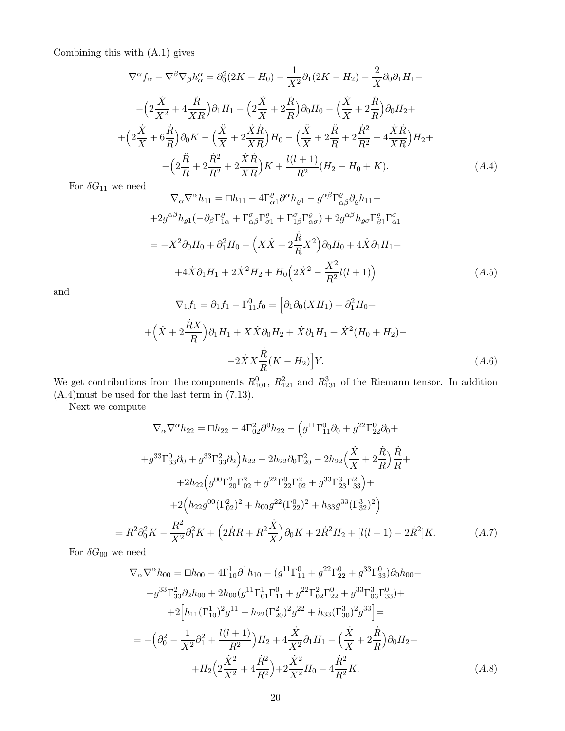Combining this with (A.1) gives

$$
\begin{aligned}
\nabla^\alpha f_\alpha - \nabla^\beta\nabla_\beta h^\alpha_\alpha &= \partial_0^2(2K-H_0) - \frac{1}{X^2}\partial_1(2K-H_2) - \frac{2}{X}\partial_0\partial_1 H_1 - \\
&-\Big(2\frac{\dot X}{X^2}+4\frac{\dot R}{XR}\Big)\partial_1 H_1 - \Big(2\frac{\dot X}{X}+2\frac{\dot R}{R}\Big)\partial_0 H_0 - \Big(\frac{\dot X}{X}+2\frac{\dot R}{R}\Big)\partial_0 H_2 + \\
&+\Big(2\frac{\dot X}{X}+6\frac{\dot R}{R}\Big)\partial_0 K - \Big(\frac{\ddot X}{X}+2\frac{\dot X\dot R}{XR}\Big)H_0 - \Big(\frac{\ddot X}{X}+2\frac{\ddot R}{R}+2\frac{\dot R^2}{R^2}+4\frac{\dot X\dot R}{XR}\Big)H_2 + \\
&+\Big(2\frac{\ddot R}{R}+2\frac{\dot R^2}{R^2}+2\frac{\dot X\dot R}{XR}\Big)K + \frac{l(l+1)}{R^2}(H_2-H_0+K). \qquad (A.4)
\end{aligned}
$$

For $\delta G_{11}$ we need

$$
\begin{aligned}
\nabla_\alpha\nabla^\alpha h_{11} &= \Box h_{11} - 4\Gamma^\varrho_{\alpha 1}\partial^\alpha h_{\varrho 1} - g^{\alpha\beta}\Gamma^\varrho_{\alpha\beta}\partial_\varrho h_{11} + \\
&+2g^{\alpha\beta}h_{\varrho 1}(-\partial_\beta\Gamma^\varrho_{1\alpha}+\Gamma^\sigma_{\alpha\beta}\Gamma^\varrho_{\sigma 1}+\Gamma^\sigma_{1\beta}\Gamma^\varrho_{\alpha\sigma}) + 2g^{\alpha\beta}h_{\varrho\sigma}\Gamma^\varrho_{\beta 1}\Gamma^\sigma_{\alpha 1} \\
&= -X^2\partial_0 H_0 + \partial_1^2 H_0 - \Big(X\dot X + 2\frac{\dot R}{R}X^2\Big)\partial_0 H_0 + 4\dot X\partial_1 H_1 + \\
&+4\dot X\partial_1 H_1 + 2\dot X^2 H_2 + H_0\Big(2\dot X^2 - \frac{X^2}{R^2}l(l+1)\Big) \qquad (A.5)
\end{aligned}
$$

and

$$
\begin{aligned}
\nabla_1 f_1 = \partial_1 f_1 - \Gamma^0_{11}f_0 &= \Big[\partial_1\partial_0(XH_1) + \partial_1^2 H_0 + \\
&+\Big(\dot X + 2\frac{\dot R X}{R}\Big)\partial_1 H_1 + X\dot X\partial_0 H_2 + \dot X\partial_1 H_1 + \dot X^2(H_0+H_2) - \\
&-2\dot X X\frac{\dot R}{R}(K-H_2)\Big]Y. \qquad (A.6)
\end{aligned}
$$

We get contributions from the components $R^0_{101}$, $R^2_{121}$ and $R^3_{131}$ of the Riemann tensor. In addition (A.4)must be used for the last term in (7.13).

Next we compute

$$
\begin{aligned}
\nabla_\alpha\nabla^\alpha h_{22} &= \Box h_{22} - 4\Gamma^2_{02}\partial^0 h_{22} - \Big(g^{11}\Gamma^0_{11}\partial_0 + g^{22}\Gamma^0_{22}\partial_0 + \\
&+g^{33}\Gamma^0_{33}\partial_0 + g^{33}\Gamma^2_{33}\partial_2\Big)h_{22} - 2h_{22}\partial_0\Gamma^2_{20} - 2h_{22}\Big(\frac{\dot X}{X}+2\frac{\dot R}{R}\Big)\frac{\dot R}{R} + \\
&+2h_{22}\Big(g^{00}\Gamma^2_{20}\Gamma^2_{02} + g^{22}\Gamma^0_{22}\Gamma^2_{02} + g^{33}\Gamma^3_{23}\Gamma^2_{33}\Big) + \\
&+2\Big(h_{22}g^{00}(\Gamma^2_{02})^2 + h_{00}g^{22}(\Gamma^0_{22})^2 + h_{33}g^{33}(\Gamma^3_{32})^2\Big) \\
&= R^2\partial_0^2 K - \frac{R^2}{X^2}\partial_1^2 K + \Big(2\dot R R + R^2\frac{\dot X}{X}\Big)\partial_0 K + 2\dot R^2 H_2 + [l(l+1) - 2\dot R^2]K. \qquad (A.7)
\end{aligned}
$$

For $\delta G_{00}$ we need

$$
\begin{aligned}
\nabla_\alpha\nabla^\alpha h_{00} &= \Box h_{00} - 4\Gamma^1_{10}\partial^1 h_{10} - (g^{11}\Gamma^0_{11} + g^{22}\Gamma^0_{22} + g^{33}\Gamma^0_{33})\partial_0 h_{00} - \\
&-g^{33}\Gamma^2_{33}\partial_2 h_{00} + 2h_{00}(g^{11}\Gamma^1_{01}\Gamma^0_{11} + g^{22}\Gamma^2_{02}\Gamma^0_{22} + g^{33}\Gamma^3_{03}\Gamma^0_{33}) + \\
&+2\Big[h_{11}(\Gamma^1_{10})^2 g^{11} + h_{22}(\Gamma^2_{20})^2 g^{22} + h_{33}(\Gamma^3_{30})^2 g^{33}\Big] = \\
&= -\Big(\partial_0^2 - \frac{1}{X^2}\partial_1^2 + \frac{l(l+1)}{R^2}\Big)H_2 + 4\frac{\dot X}{X^2}\partial_1 H_1 - \Big(\frac{\dot X}{X}+2\frac{\dot R}{R}\Big)\partial_0 H_2 + \\
&+H_2\Big(2\frac{\dot X^2}{X^2}+4\frac{\dot R^2}{R^2}\Big) + 2\frac{\dot X^2}{X^2}H_0 - 4\frac{\dot R^2}{R^2}K. \qquad (A.8)
\end{aligned}
$$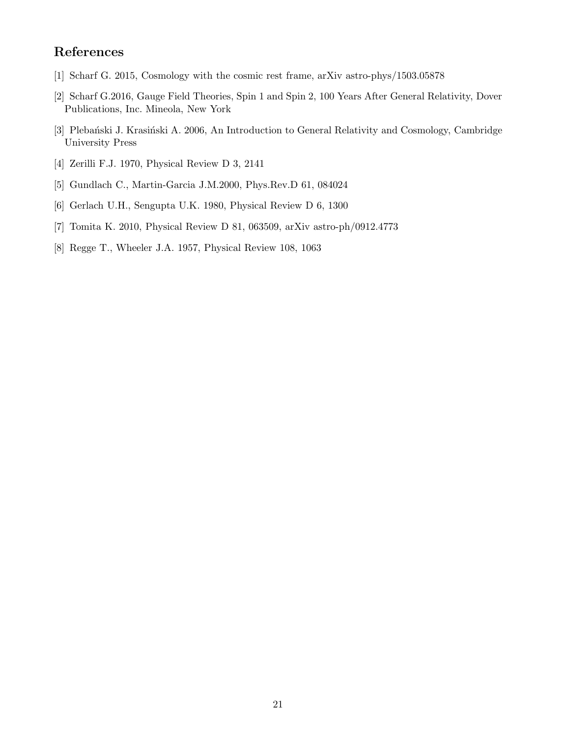## References

[1] Scharf G. 2015, Cosmology with the cosmic rest frame, arXiv astro-phys/1503.05878

[2] Scharf G.2016, Gauge Field Theories, Spin 1 and Spin 2, 100 Years After General Relativity, Dover Publications, Inc. Mineola, New York

[3] Plebański J. Krasiński A. 2006, An Introduction to General Relativity and Cosmology, Cambridge University Press

[4] Zerilli F.J. 1970, Physical Review D 3, 2141

[5] Gundlach C., Martin-Garcia J.M.2000, Phys.Rev.D 61, 084024

[6] Gerlach U.H., Sengupta U.K. 1980, Physical Review D 6, 1300

[7] Tomita K. 2010, Physical Review D 81, 063509, arXiv astro-ph/0912.4773

[8] Regge T., Wheeler J.A. 1957, Physical Review 108, 1063